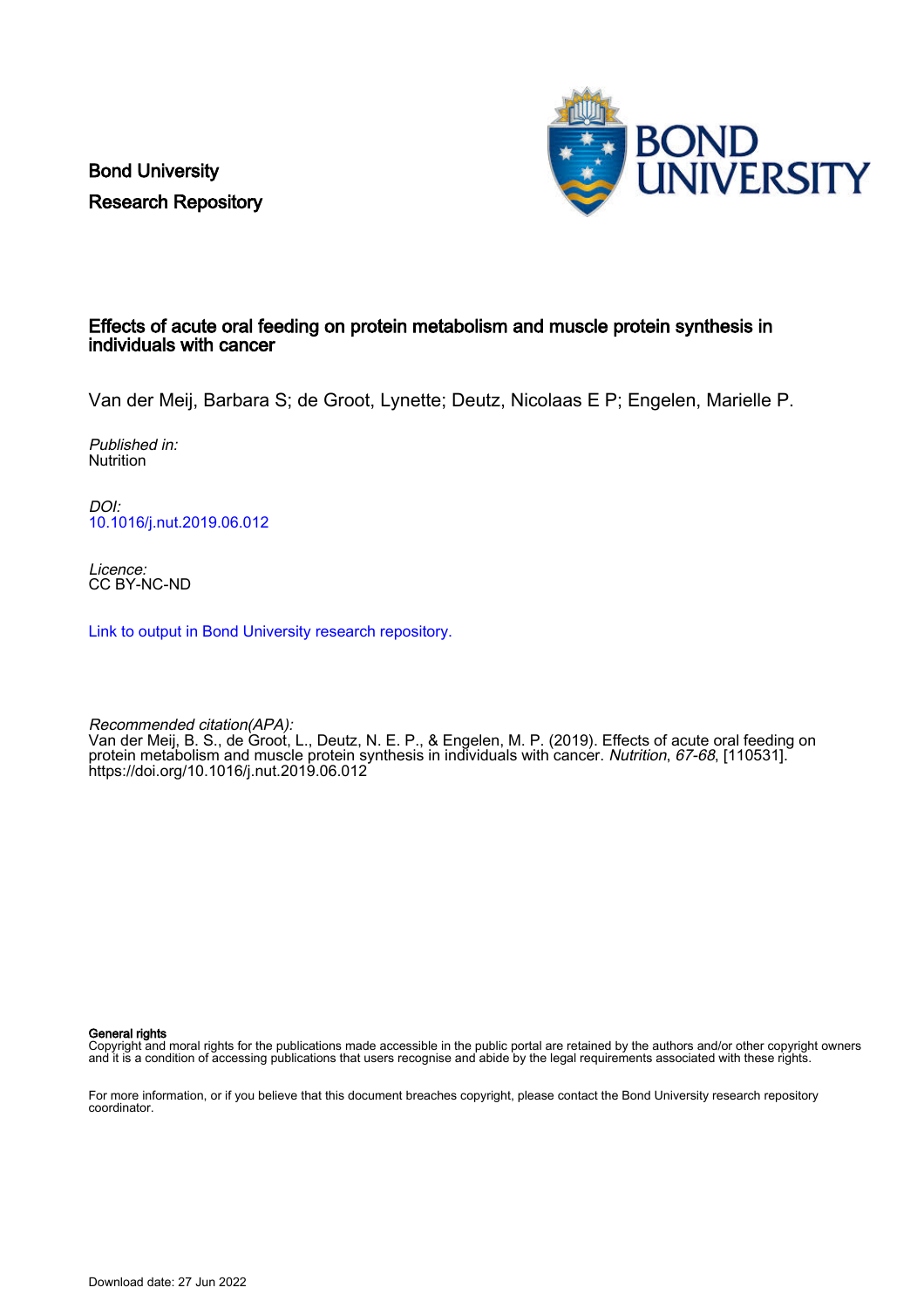Bond University
Research Repository

# Effects of acute oral feeding on protein metabolism and muscle protein synthesis in individuals with cancer

Van der Meij, Barbara S; de Groot, Lynette; Deutz, Nicolaas E P; Engelen, Marielle P.

*Published in:*
Nutrition

*DOI:*
10.1016/j.nut.2019.06.012

*Licence:*
CC BY-NC-ND

Link to output in Bond University research repository.

*Recommended citation(APA):*
Van der Meij, B. S., de Groot, L., Deutz, N. E. P., & Engelen, M. P. (2019). Effects of acute oral feeding on protein metabolism and muscle protein synthesis in individuals with cancer. *Nutrition*, *67-68*, [110531]. https://doi.org/10.1016/j.nut.2019.06.012

**General rights**
Copyright and moral rights for the publications made accessible in the public portal are retained by the authors and/or other copyright owners and it is a condition of accessing publications that users recognise and abide by the legal requirements associated with these rights.

For more information, or if you believe that this document breaches copyright, please contact the Bond University research repository coordinator.

Download date: 27 Jun 2022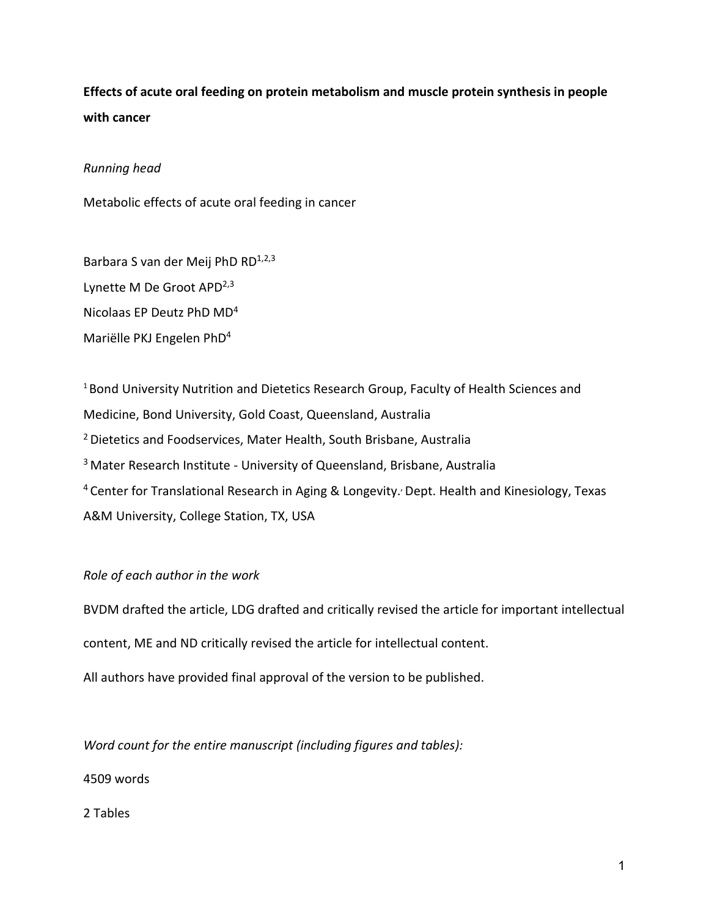**Effects of acute oral feeding on protein metabolism and muscle protein synthesis in people with cancer**

*Running head*

Metabolic effects of acute oral feeding in cancer

Barbara S van der Meij PhD RD[1,2,3]

Lynette M De Groot APD[2,3]

Nicolaas EP Deutz PhD MD[4]

Mariëlle PKJ Engelen PhD[4]

[1] Bond University Nutrition and Dietetics Research Group, Faculty of Health Sciences and Medicine, Bond University, Gold Coast, Queensland, Australia

[2] Dietetics and Foodservices, Mater Health, South Brisbane, Australia

[3] Mater Research Institute - University of Queensland, Brisbane, Australia

[4] Center for Translational Research in Aging & Longevity, Dept. Health and Kinesiology, Texas A&M University, College Station, TX, USA

*Role of each author in the work*

BVDM drafted the article, LDG drafted and critically revised the article for important intellectual content, ME and ND critically revised the article for intellectual content.

All authors have provided final approval of the version to be published.

*Word count for the entire manuscript (including figures and tables):*

4509 words

2 Tables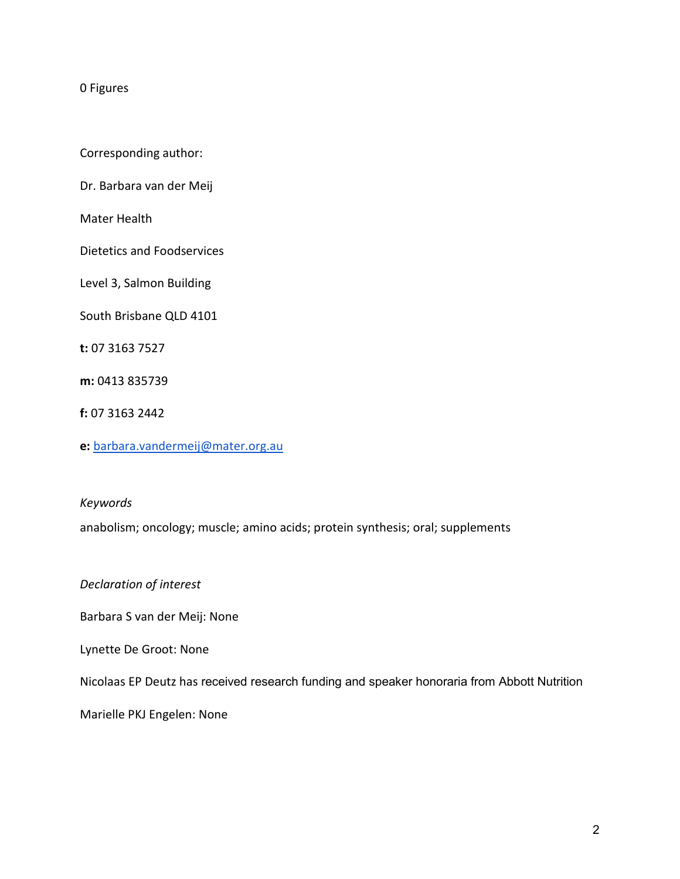0 Figures

Corresponding author:

Dr. Barbara van der Meij

Mater Health

Dietetics and Foodservices

Level 3, Salmon Building

South Brisbane QLD 4101

**t:** 07 3163 7527

**m:** 0413 835739

**f:** 07 3163 2442

**e:** barbara.vandermeij@mater.org.au

*Keywords*

anabolism; oncology; muscle; amino acids; protein synthesis; oral; supplements

*Declaration of interest*

Barbara S van der Meij: None

Lynette De Groot: None

Nicolaas EP Deutz has received research funding and speaker honoraria from Abbott Nutrition

Marielle PKJ Engelen: None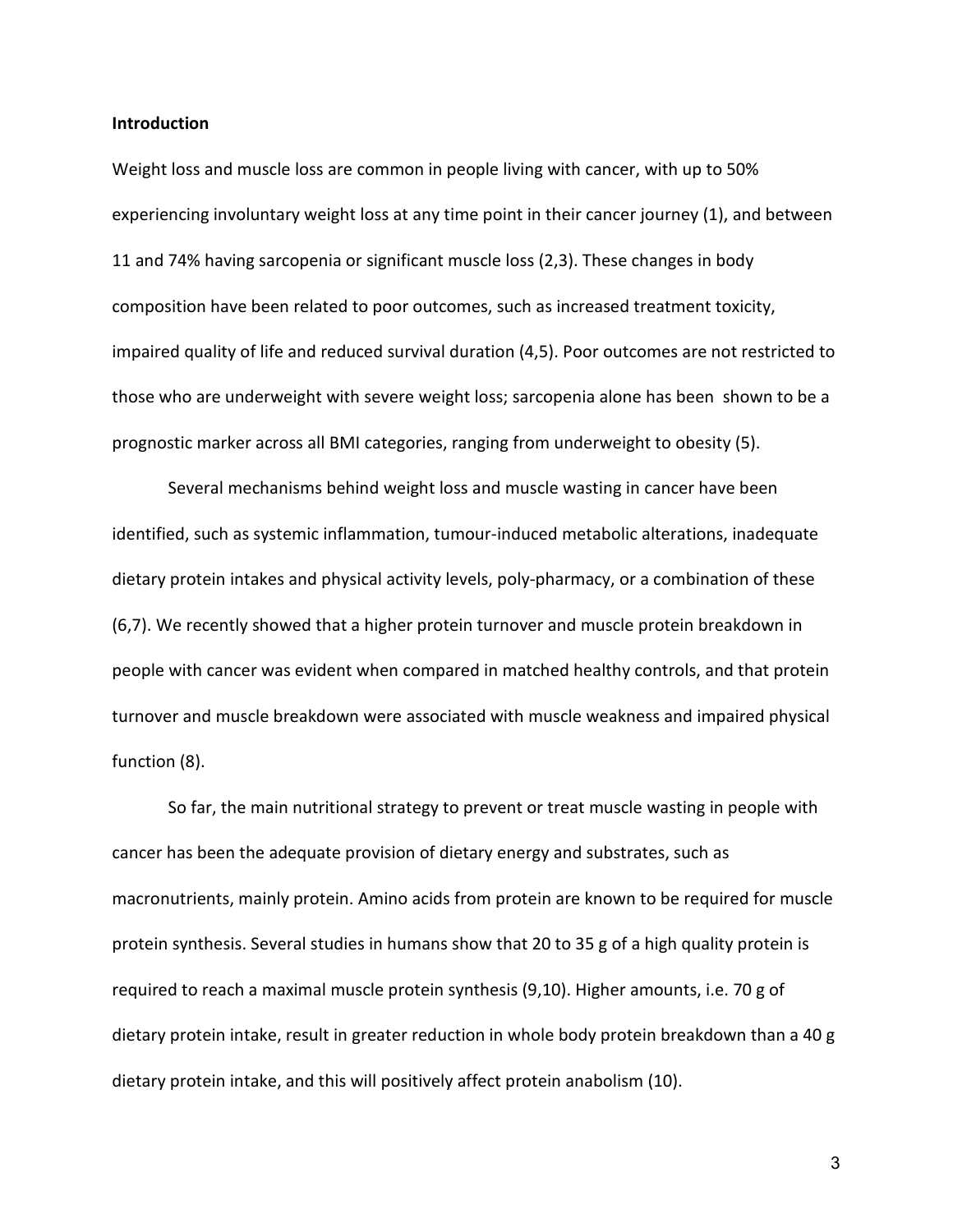**Introduction**

Weight loss and muscle loss are common in people living with cancer, with up to 50% experiencing involuntary weight loss at any time point in their cancer journey (1), and between 11 and 74% having sarcopenia or significant muscle loss (2,3). These changes in body composition have been related to poor outcomes, such as increased treatment toxicity, impaired quality of life and reduced survival duration (4,5). Poor outcomes are not restricted to those who are underweight with severe weight loss; sarcopenia alone has been shown to be a prognostic marker across all BMI categories, ranging from underweight to obesity (5).

Several mechanisms behind weight loss and muscle wasting in cancer have been identified, such as systemic inflammation, tumour-induced metabolic alterations, inadequate dietary protein intakes and physical activity levels, poly-pharmacy, or a combination of these (6,7). We recently showed that a higher protein turnover and muscle protein breakdown in people with cancer was evident when compared in matched healthy controls, and that protein turnover and muscle breakdown were associated with muscle weakness and impaired physical function (8).

So far, the main nutritional strategy to prevent or treat muscle wasting in people with cancer has been the adequate provision of dietary energy and substrates, such as macronutrients, mainly protein. Amino acids from protein are known to be required for muscle protein synthesis. Several studies in humans show that 20 to 35 g of a high quality protein is required to reach a maximal muscle protein synthesis (9,10). Higher amounts, i.e. 70 g of dietary protein intake, result in greater reduction in whole body protein breakdown than a 40 g dietary protein intake, and this will positively affect protein anabolism (10).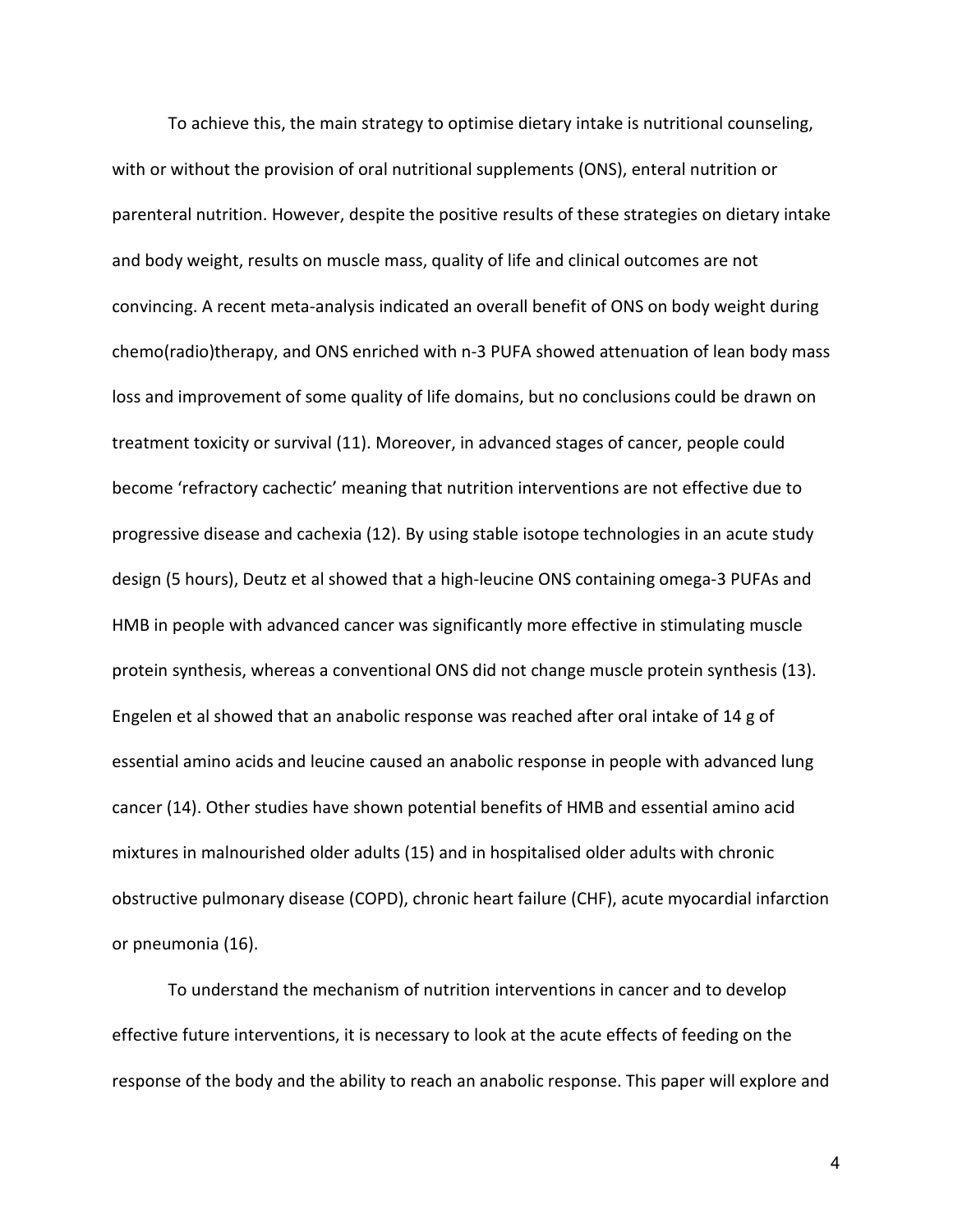To achieve this, the main strategy to optimise dietary intake is nutritional counseling, with or without the provision of oral nutritional supplements (ONS), enteral nutrition or parenteral nutrition. However, despite the positive results of these strategies on dietary intake and body weight, results on muscle mass, quality of life and clinical outcomes are not convincing. A recent meta-analysis indicated an overall benefit of ONS on body weight during chemo(radio)therapy, and ONS enriched with n-3 PUFA showed attenuation of lean body mass loss and improvement of some quality of life domains, but no conclusions could be drawn on treatment toxicity or survival (11). Moreover, in advanced stages of cancer, people could become 'refractory cachectic' meaning that nutrition interventions are not effective due to progressive disease and cachexia (12). By using stable isotope technologies in an acute study design (5 hours), Deutz et al showed that a high-leucine ONS containing omega-3 PUFAs and HMB in people with advanced cancer was significantly more effective in stimulating muscle protein synthesis, whereas a conventional ONS did not change muscle protein synthesis (13). Engelen et al showed that an anabolic response was reached after oral intake of 14 g of essential amino acids and leucine caused an anabolic response in people with advanced lung cancer (14). Other studies have shown potential benefits of HMB and essential amino acid mixtures in malnourished older adults (15) and in hospitalised older adults with chronic obstructive pulmonary disease (COPD), chronic heart failure (CHF), acute myocardial infarction or pneumonia (16).

To understand the mechanism of nutrition interventions in cancer and to develop effective future interventions, it is necessary to look at the acute effects of feeding on the response of the body and the ability to reach an anabolic response. This paper will explore and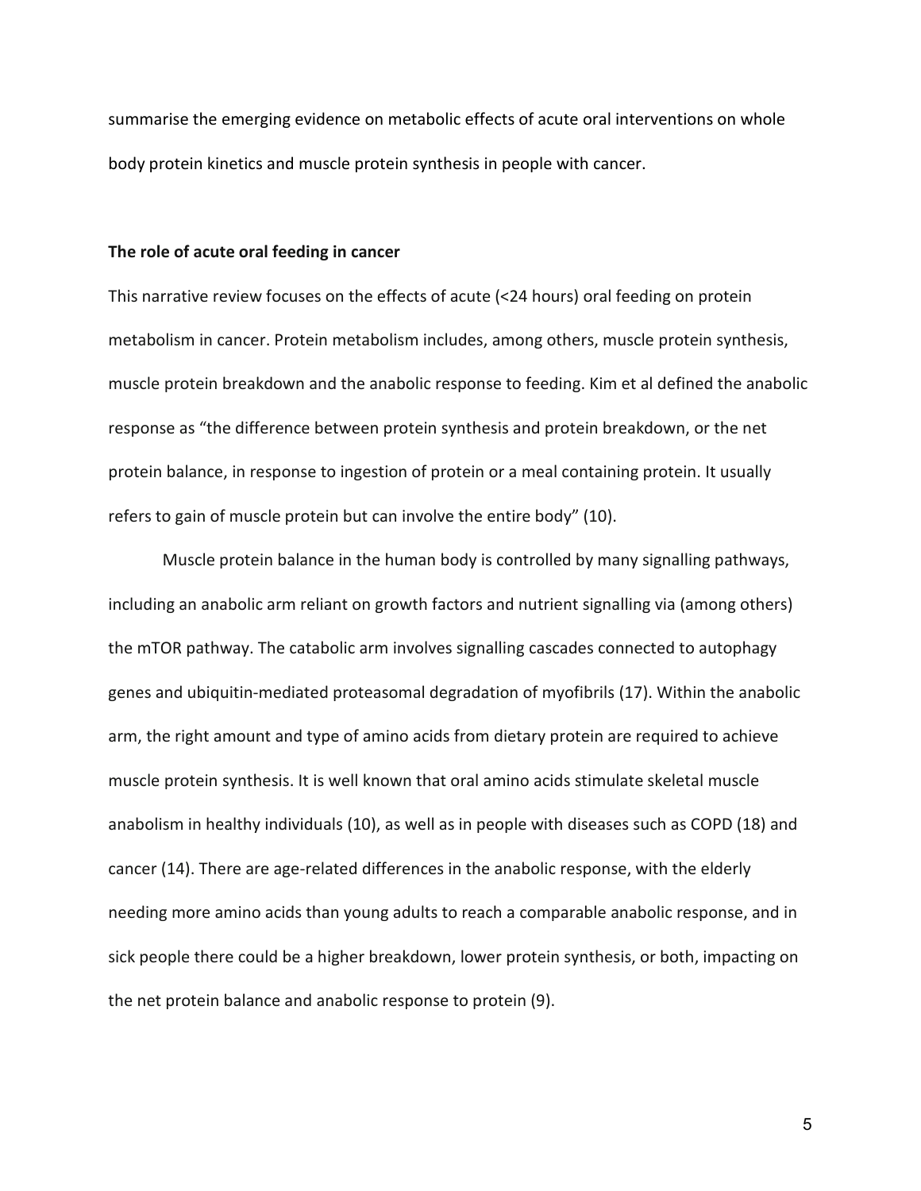summarise the emerging evidence on metabolic effects of acute oral interventions on whole body protein kinetics and muscle protein synthesis in people with cancer.

## The role of acute oral feeding in cancer

This narrative review focuses on the effects of acute (<24 hours) oral feeding on protein metabolism in cancer. Protein metabolism includes, among others, muscle protein synthesis, muscle protein breakdown and the anabolic response to feeding. Kim et al defined the anabolic response as "the difference between protein synthesis and protein breakdown, or the net protein balance, in response to ingestion of protein or a meal containing protein. It usually refers to gain of muscle protein but can involve the entire body" (10).

Muscle protein balance in the human body is controlled by many signalling pathways, including an anabolic arm reliant on growth factors and nutrient signalling via (among others) the mTOR pathway. The catabolic arm involves signalling cascades connected to autophagy genes and ubiquitin-mediated proteasomal degradation of myofibrils (17). Within the anabolic arm, the right amount and type of amino acids from dietary protein are required to achieve muscle protein synthesis. It is well known that oral amino acids stimulate skeletal muscle anabolism in healthy individuals (10), as well as in people with diseases such as COPD (18) and cancer (14). There are age-related differences in the anabolic response, with the elderly needing more amino acids than young adults to reach a comparable anabolic response, and in sick people there could be a higher breakdown, lower protein synthesis, or both, impacting on the net protein balance and anabolic response to protein (9).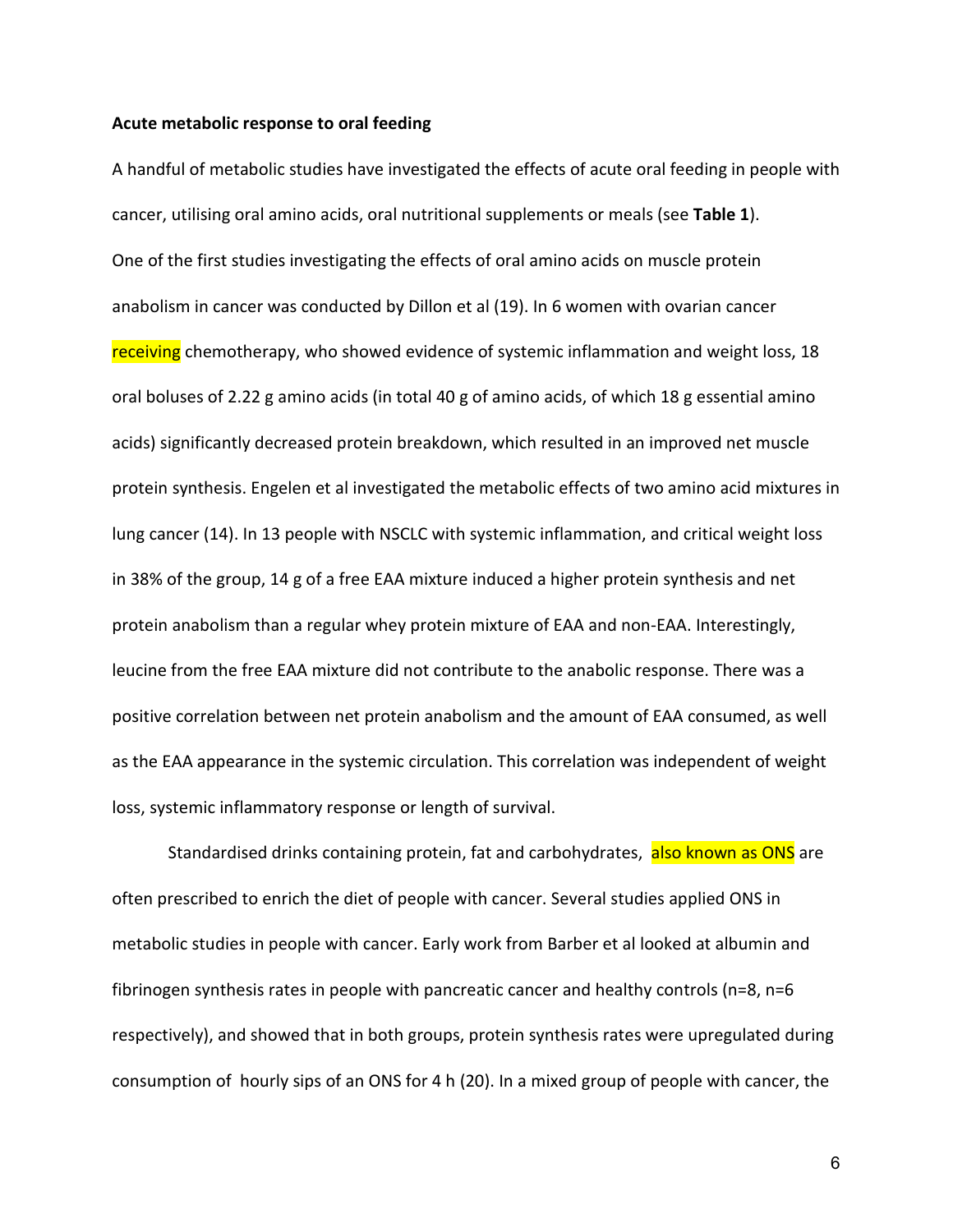**Acute metabolic response to oral feeding**

A handful of metabolic studies have investigated the effects of acute oral feeding in people with cancer, utilising oral amino acids, oral nutritional supplements or meals (see **Table 1**). One of the first studies investigating the effects of oral amino acids on muscle protein anabolism in cancer was conducted by Dillon et al (19). In 6 women with ovarian cancer receiving chemotherapy, who showed evidence of systemic inflammation and weight loss, 18 oral boluses of 2.22 g amino acids (in total 40 g of amino acids, of which 18 g essential amino acids) significantly decreased protein breakdown, which resulted in an improved net muscle protein synthesis. Engelen et al investigated the metabolic effects of two amino acid mixtures in lung cancer (14). In 13 people with NSCLC with systemic inflammation, and critical weight loss in 38% of the group, 14 g of a free EAA mixture induced a higher protein synthesis and net protein anabolism than a regular whey protein mixture of EAA and non-EAA. Interestingly, leucine from the free EAA mixture did not contribute to the anabolic response. There was a positive correlation between net protein anabolism and the amount of EAA consumed, as well as the EAA appearance in the systemic circulation. This correlation was independent of weight loss, systemic inflammatory response or length of survival.

Standardised drinks containing protein, fat and carbohydrates, also known as ONS are often prescribed to enrich the diet of people with cancer. Several studies applied ONS in metabolic studies in people with cancer. Early work from Barber et al looked at albumin and fibrinogen synthesis rates in people with pancreatic cancer and healthy controls (n=8, n=6 respectively), and showed that in both groups, protein synthesis rates were upregulated during consumption of hourly sips of an ONS for 4 h (20). In a mixed group of people with cancer, the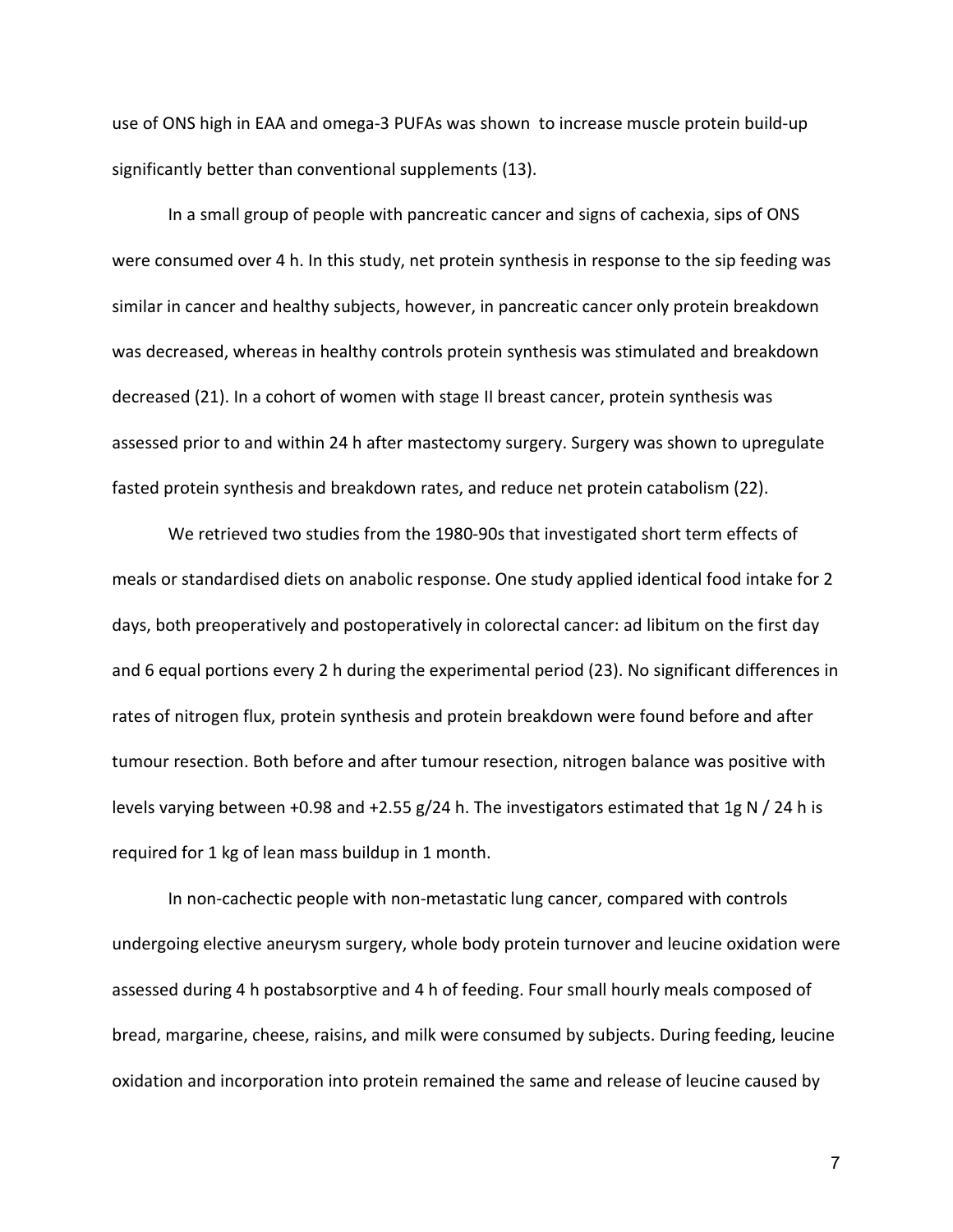use of ONS high in EAA and omega-3 PUFAs was shown to increase muscle protein build-up significantly better than conventional supplements (13).

In a small group of people with pancreatic cancer and signs of cachexia, sips of ONS were consumed over 4 h. In this study, net protein synthesis in response to the sip feeding was similar in cancer and healthy subjects, however, in pancreatic cancer only protein breakdown was decreased, whereas in healthy controls protein synthesis was stimulated and breakdown decreased (21). In a cohort of women with stage II breast cancer, protein synthesis was assessed prior to and within 24 h after mastectomy surgery. Surgery was shown to upregulate fasted protein synthesis and breakdown rates, and reduce net protein catabolism (22).

We retrieved two studies from the 1980-90s that investigated short term effects of meals or standardised diets on anabolic response. One study applied identical food intake for 2 days, both preoperatively and postoperatively in colorectal cancer: ad libitum on the first day and 6 equal portions every 2 h during the experimental period (23). No significant differences in rates of nitrogen flux, protein synthesis and protein breakdown were found before and after tumour resection. Both before and after tumour resection, nitrogen balance was positive with levels varying between +0.98 and +2.55 g/24 h. The investigators estimated that 1g N / 24 h is required for 1 kg of lean mass buildup in 1 month.

In non-cachectic people with non-metastatic lung cancer, compared with controls undergoing elective aneurysm surgery, whole body protein turnover and leucine oxidation were assessed during 4 h postabsorptive and 4 h of feeding. Four small hourly meals composed of bread, margarine, cheese, raisins, and milk were consumed by subjects. During feeding, leucine oxidation and incorporation into protein remained the same and release of leucine caused by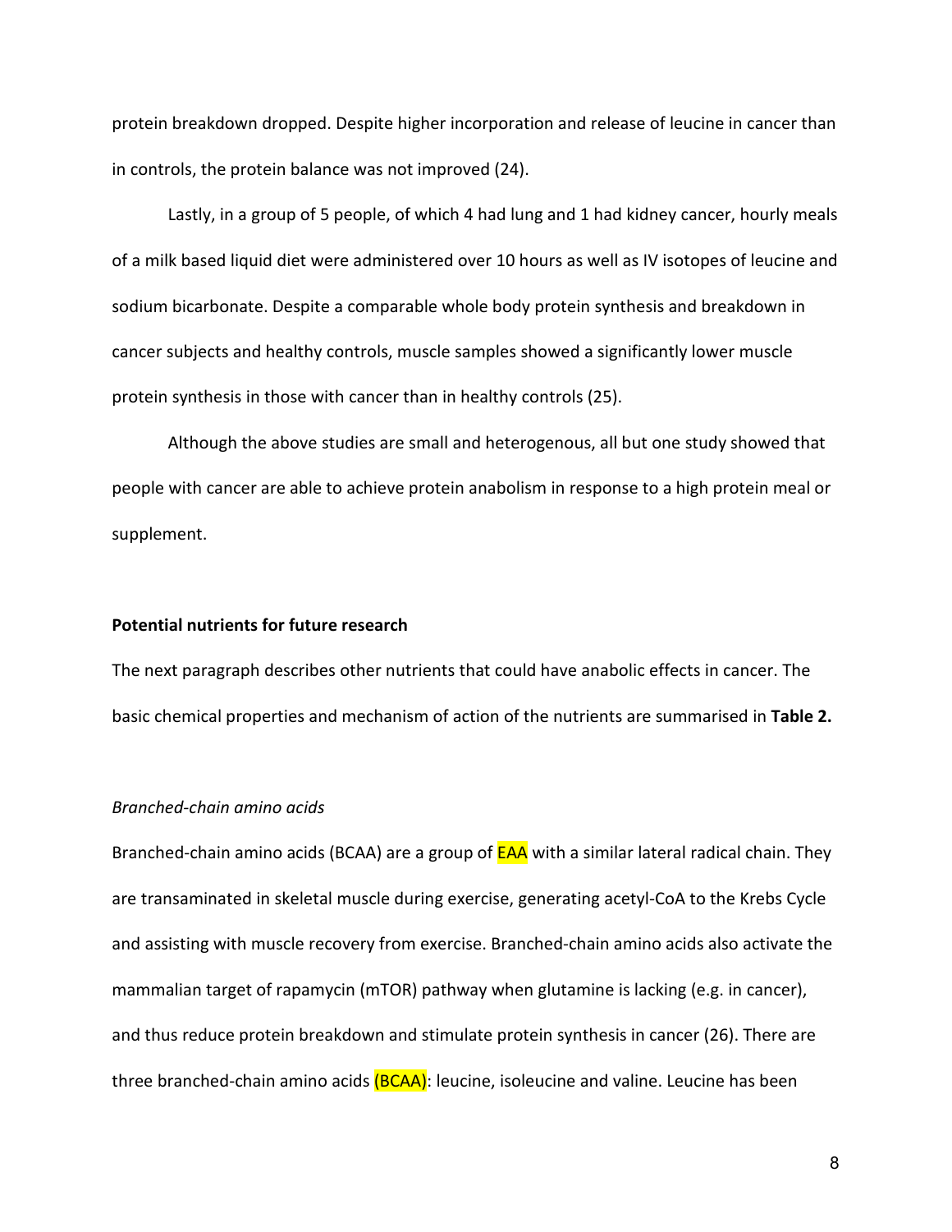protein breakdown dropped. Despite higher incorporation and release of leucine in cancer than in controls, the protein balance was not improved (24).

Lastly, in a group of 5 people, of which 4 had lung and 1 had kidney cancer, hourly meals of a milk based liquid diet were administered over 10 hours as well as IV isotopes of leucine and sodium bicarbonate. Despite a comparable whole body protein synthesis and breakdown in cancer subjects and healthy controls, muscle samples showed a significantly lower muscle protein synthesis in those with cancer than in healthy controls (25).

Although the above studies are small and heterogenous, all but one study showed that people with cancer are able to achieve protein anabolism in response to a high protein meal or supplement.

**Potential nutrients for future research**

The next paragraph describes other nutrients that could have anabolic effects in cancer. The basic chemical properties and mechanism of action of the nutrients are summarised in **Table 2.**

*Branched-chain amino acids*

Branched-chain amino acids (BCAA) are a group of EAA with a similar lateral radical chain. They are transaminated in skeletal muscle during exercise, generating acetyl-CoA to the Krebs Cycle and assisting with muscle recovery from exercise. Branched-chain amino acids also activate the mammalian target of rapamycin (mTOR) pathway when glutamine is lacking (e.g. in cancer), and thus reduce protein breakdown and stimulate protein synthesis in cancer (26). There are three branched-chain amino acids (BCAA): leucine, isoleucine and valine. Leucine has been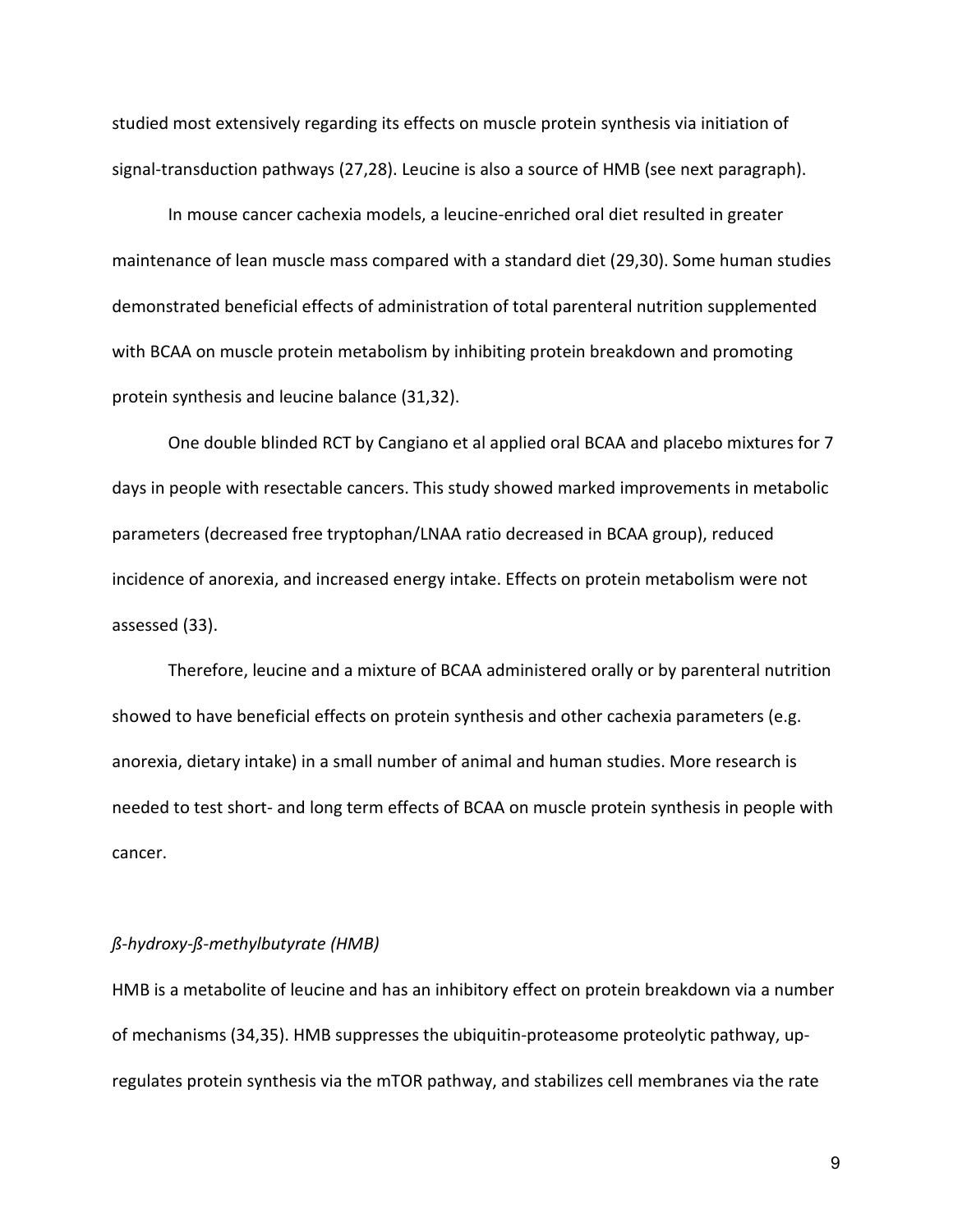studied most extensively regarding its effects on muscle protein synthesis via initiation of signal-transduction pathways (27,28). Leucine is also a source of HMB (see next paragraph).

In mouse cancer cachexia models, a leucine-enriched oral diet resulted in greater maintenance of lean muscle mass compared with a standard diet (29,30). Some human studies demonstrated beneficial effects of administration of total parenteral nutrition supplemented with BCAA on muscle protein metabolism by inhibiting protein breakdown and promoting protein synthesis and leucine balance (31,32).

One double blinded RCT by Cangiano et al applied oral BCAA and placebo mixtures for 7 days in people with resectable cancers. This study showed marked improvements in metabolic parameters (decreased free tryptophan/LNAA ratio decreased in BCAA group), reduced incidence of anorexia, and increased energy intake. Effects on protein metabolism were not assessed (33).

Therefore, leucine and a mixture of BCAA administered orally or by parenteral nutrition showed to have beneficial effects on protein synthesis and other cachexia parameters (e.g. anorexia, dietary intake) in a small number of animal and human studies. More research is needed to test short- and long term effects of BCAA on muscle protein synthesis in people with cancer.

*ß-hydroxy-ß-methylbutyrate (HMB)*

HMB is a metabolite of leucine and has an inhibitory effect on protein breakdown via a number of mechanisms (34,35). HMB suppresses the ubiquitin-proteasome proteolytic pathway, up-regulates protein synthesis via the mTOR pathway, and stabilizes cell membranes via the rate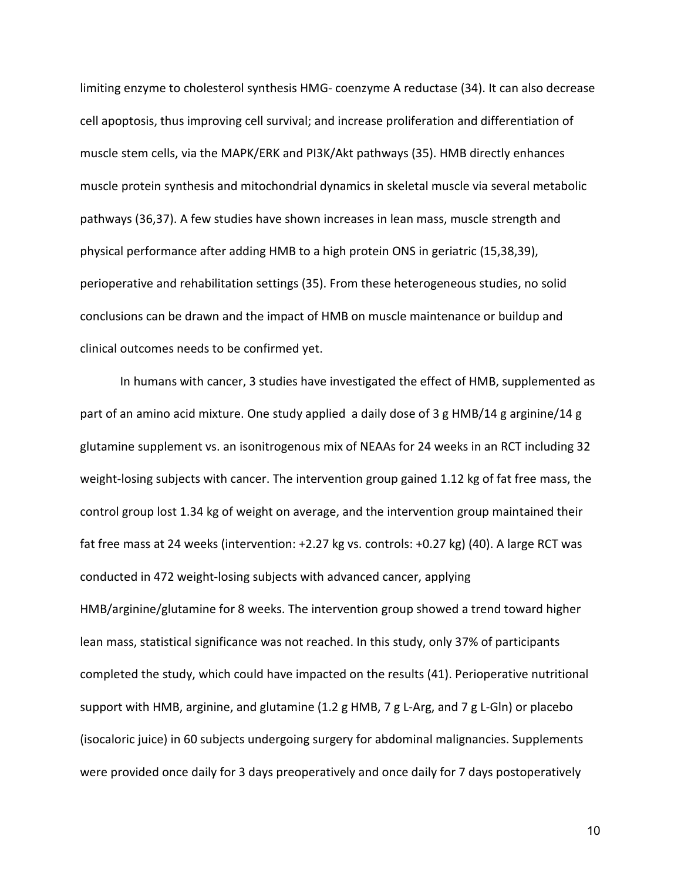limiting enzyme to cholesterol synthesis HMG- coenzyme A reductase (34). It can also decrease cell apoptosis, thus improving cell survival; and increase proliferation and differentiation of muscle stem cells, via the MAPK/ERK and PI3K/Akt pathways (35). HMB directly enhances muscle protein synthesis and mitochondrial dynamics in skeletal muscle via several metabolic pathways (36,37). A few studies have shown increases in lean mass, muscle strength and physical performance after adding HMB to a high protein ONS in geriatric (15,38,39), perioperative and rehabilitation settings (35). From these heterogeneous studies, no solid conclusions can be drawn and the impact of HMB on muscle maintenance or buildup and clinical outcomes needs to be confirmed yet.

In humans with cancer, 3 studies have investigated the effect of HMB, supplemented as part of an amino acid mixture. One study applied  a daily dose of 3 g HMB/14 g arginine/14 g glutamine supplement vs. an isonitrogenous mix of NEAAs for 24 weeks in an RCT including 32 weight-losing subjects with cancer. The intervention group gained 1.12 kg of fat free mass, the control group lost 1.34 kg of weight on average, and the intervention group maintained their fat free mass at 24 weeks (intervention: +2.27 kg vs. controls: +0.27 kg) (40). A large RCT was conducted in 472 weight-losing subjects with advanced cancer, applying HMB/arginine/glutamine for 8 weeks. The intervention group showed a trend toward higher lean mass, statistical significance was not reached. In this study, only 37% of participants completed the study, which could have impacted on the results (41). Perioperative nutritional support with HMB, arginine, and glutamine (1.2 g HMB, 7 g L-Arg, and 7 g L-Gln) or placebo (isocaloric juice) in 60 subjects undergoing surgery for abdominal malignancies. Supplements were provided once daily for 3 days preoperatively and once daily for 7 days postoperatively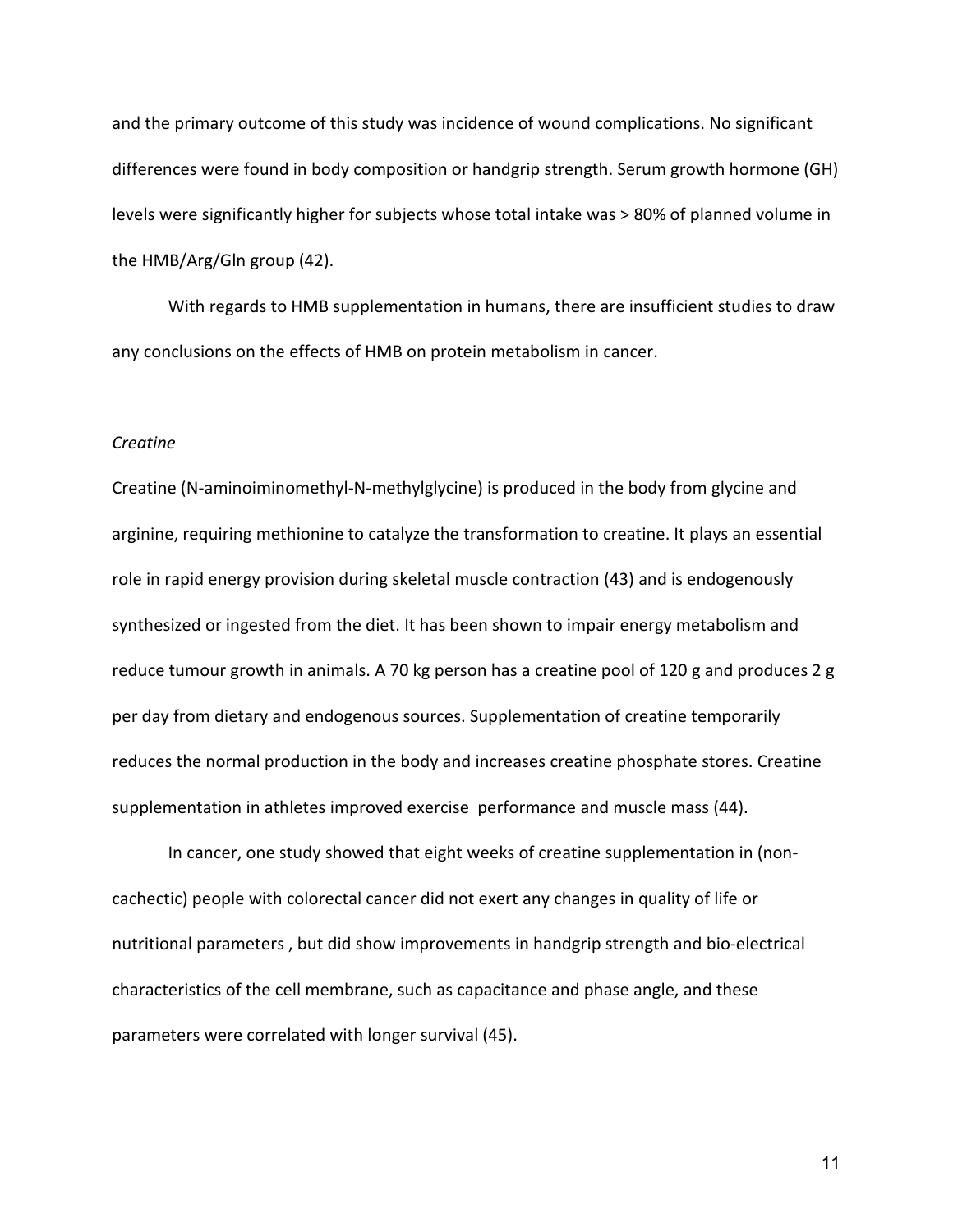and the primary outcome of this study was incidence of wound complications. No significant differences were found in body composition or handgrip strength. Serum growth hormone (GH) levels were significantly higher for subjects whose total intake was > 80% of planned volume in the HMB/Arg/Gln group (42).

With regards to HMB supplementation in humans, there are insufficient studies to draw any conclusions on the effects of HMB on protein metabolism in cancer.

*Creatine*

Creatine (N-aminoiminomethyl-N-methylglycine) is produced in the body from glycine and arginine, requiring methionine to catalyze the transformation to creatine. It plays an essential role in rapid energy provision during skeletal muscle contraction (43) and is endogenously synthesized or ingested from the diet. It has been shown to impair energy metabolism and reduce tumour growth in animals. A 70 kg person has a creatine pool of 120 g and produces 2 g per day from dietary and endogenous sources. Supplementation of creatine temporarily reduces the normal production in the body and increases creatine phosphate stores. Creatine supplementation in athletes improved exercise performance and muscle mass (44).

In cancer, one study showed that eight weeks of creatine supplementation in (non-cachectic) people with colorectal cancer did not exert any changes in quality of life or nutritional parameters , but did show improvements in handgrip strength and bio-electrical characteristics of the cell membrane, such as capacitance and phase angle, and these parameters were correlated with longer survival (45).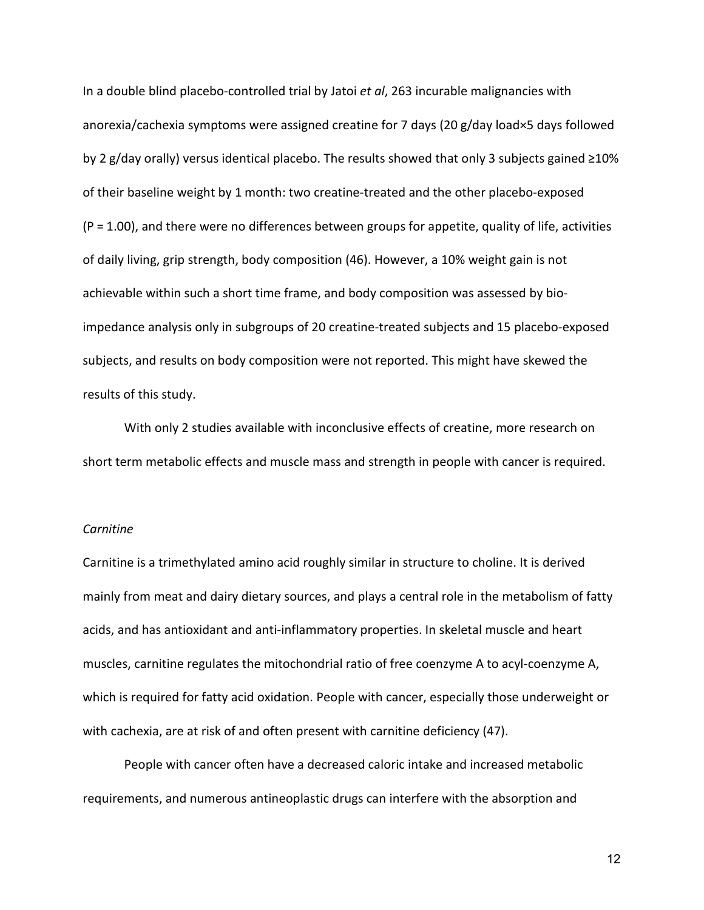In a double blind placebo-controlled trial by Jatoi *et al*, 263 incurable malignancies with anorexia/cachexia symptoms were assigned creatine for 7 days (20 g/day load×5 days followed by 2 g/day orally) versus identical placebo. The results showed that only 3 subjects gained ≥10% of their baseline weight by 1 month: two creatine-treated and the other placebo-exposed ($P = 1.00$), and there were no differences between groups for appetite, quality of life, activities of daily living, grip strength, body composition (46). However, a 10% weight gain is not achievable within such a short time frame, and body composition was assessed by bio-impedance analysis only in subgroups of 20 creatine-treated subjects and 15 placebo-exposed subjects, and results on body composition were not reported. This might have skewed the results of this study.

With only 2 studies available with inconclusive effects of creatine, more research on short term metabolic effects and muscle mass and strength in people with cancer is required.

*Carnitine*

Carnitine is a trimethylated amino acid roughly similar in structure to choline. It is derived mainly from meat and dairy dietary sources, and plays a central role in the metabolism of fatty acids, and has antioxidant and anti-inflammatory properties. In skeletal muscle and heart muscles, carnitine regulates the mitochondrial ratio of free coenzyme A to acyl-coenzyme A, which is required for fatty acid oxidation. People with cancer, especially those underweight or with cachexia, are at risk of and often present with carnitine deficiency (47).

People with cancer often have a decreased caloric intake and increased metabolic requirements, and numerous antineoplastic drugs can interfere with the absorption and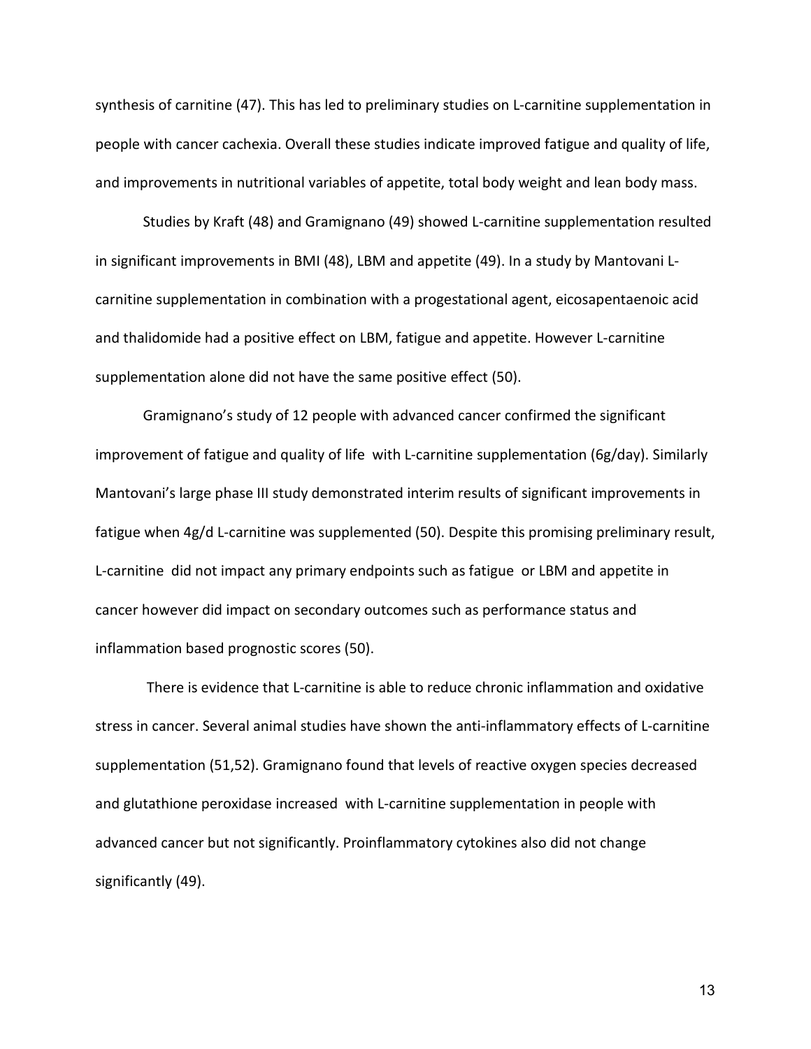synthesis of carnitine (47). This has led to preliminary studies on L-carnitine supplementation in people with cancer cachexia. Overall these studies indicate improved fatigue and quality of life, and improvements in nutritional variables of appetite, total body weight and lean body mass.

Studies by Kraft (48) and Gramignano (49) showed L-carnitine supplementation resulted in significant improvements in BMI (48), LBM and appetite (49). In a study by Mantovani L-carnitine supplementation in combination with a progestational agent, eicosapentaenoic acid and thalidomide had a positive effect on LBM, fatigue and appetite. However L-carnitine supplementation alone did not have the same positive effect (50).

Gramignano's study of 12 people with advanced cancer confirmed the significant improvement of fatigue and quality of life with L-carnitine supplementation (6g/day). Similarly Mantovani's large phase III study demonstrated interim results of significant improvements in fatigue when 4g/d L-carnitine was supplemented (50). Despite this promising preliminary result, L-carnitine did not impact any primary endpoints such as fatigue or LBM and appetite in cancer however did impact on secondary outcomes such as performance status and inflammation based prognostic scores (50).

There is evidence that L-carnitine is able to reduce chronic inflammation and oxidative stress in cancer. Several animal studies have shown the anti-inflammatory effects of L-carnitine supplementation (51,52). Gramignano found that levels of reactive oxygen species decreased and glutathione peroxidase increased with L-carnitine supplementation in people with advanced cancer but not significantly. Proinflammatory cytokines also did not change significantly (49).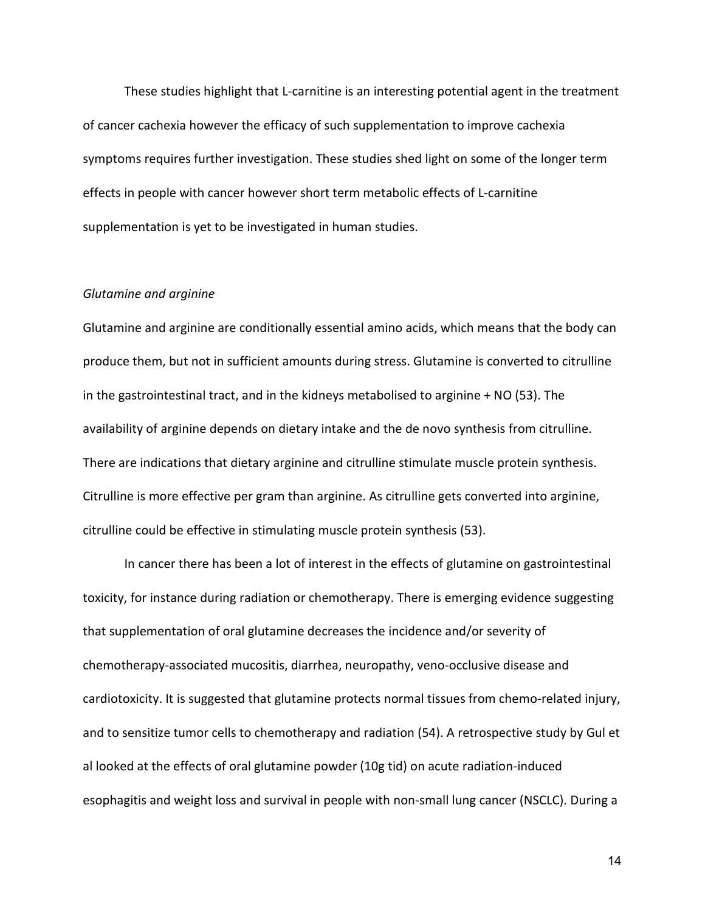These studies highlight that L-carnitine is an interesting potential agent in the treatment of cancer cachexia however the efficacy of such supplementation to improve cachexia symptoms requires further investigation. These studies shed light on some of the longer term effects in people with cancer however short term metabolic effects of L-carnitine supplementation is yet to be investigated in human studies.

*Glutamine and arginine*

Glutamine and arginine are conditionally essential amino acids, which means that the body can produce them, but not in sufficient amounts during stress. Glutamine is converted to citrulline in the gastrointestinal tract, and in the kidneys metabolised to arginine + NO (53). The availability of arginine depends on dietary intake and the de novo synthesis from citrulline. There are indications that dietary arginine and citrulline stimulate muscle protein synthesis. Citrulline is more effective per gram than arginine. As citrulline gets converted into arginine, citrulline could be effective in stimulating muscle protein synthesis (53).

In cancer there has been a lot of interest in the effects of glutamine on gastrointestinal toxicity, for instance during radiation or chemotherapy. There is emerging evidence suggesting that supplementation of oral glutamine decreases the incidence and/or severity of chemotherapy-associated mucositis, diarrhea, neuropathy, veno-occlusive disease and cardiotoxicity. It is suggested that glutamine protects normal tissues from chemo-related injury, and to sensitize tumor cells to chemotherapy and radiation (54). A retrospective study by Gul et al looked at the effects of oral glutamine powder (10g tid) on acute radiation-induced esophagitis and weight loss and survival in people with non-small lung cancer (NSCLC). During a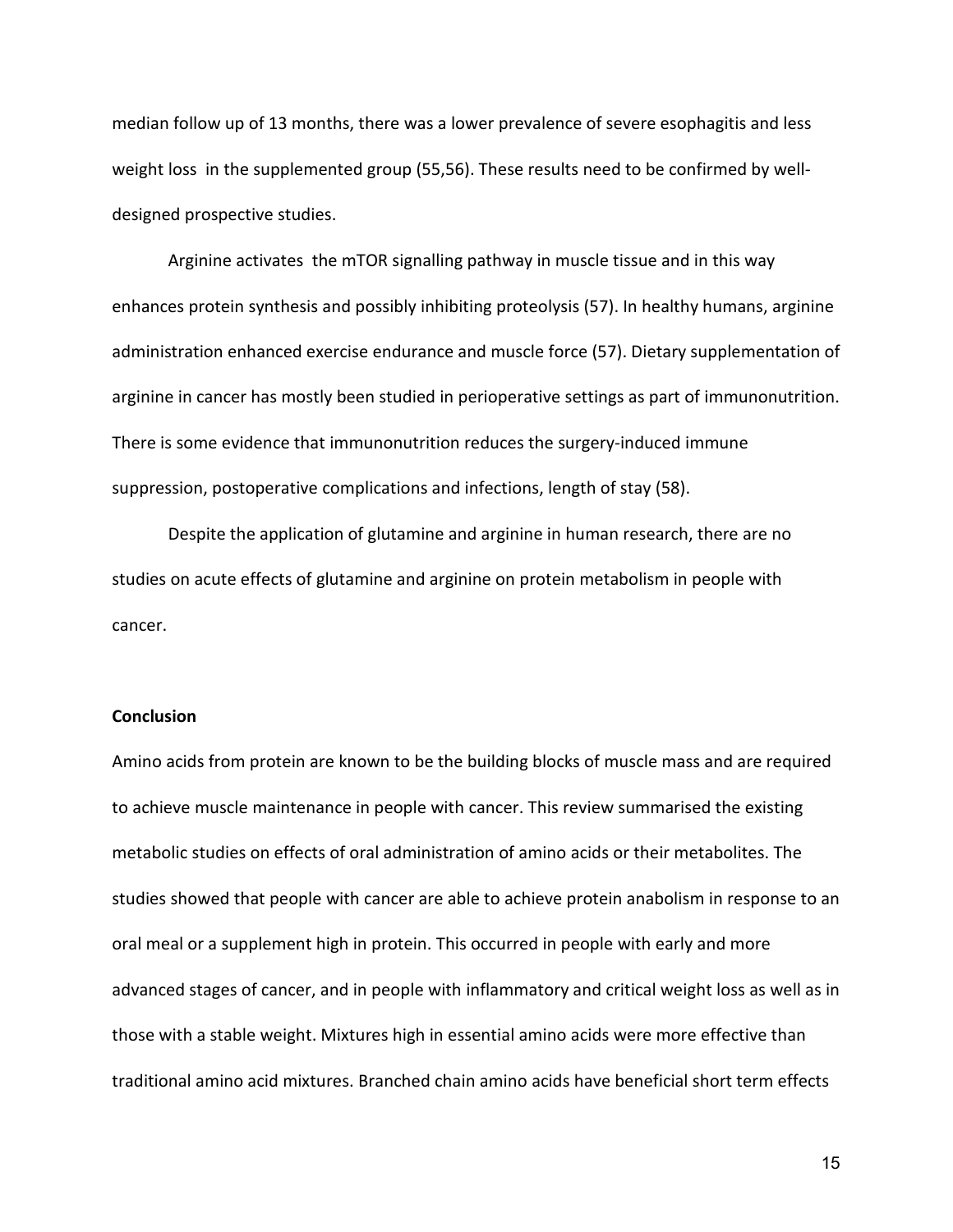median follow up of 13 months, there was a lower prevalence of severe esophagitis and less weight loss in the supplemented group (55,56). These results need to be confirmed by well-designed prospective studies.

Arginine activates the mTOR signalling pathway in muscle tissue and in this way enhances protein synthesis and possibly inhibiting proteolysis (57). In healthy humans, arginine administration enhanced exercise endurance and muscle force (57). Dietary supplementation of arginine in cancer has mostly been studied in perioperative settings as part of immunonutrition. There is some evidence that immunonutrition reduces the surgery-induced immune suppression, postoperative complications and infections, length of stay (58).

Despite the application of glutamine and arginine in human research, there are no studies on acute effects of glutamine and arginine on protein metabolism in people with cancer.

**Conclusion**

Amino acids from protein are known to be the building blocks of muscle mass and are required to achieve muscle maintenance in people with cancer. This review summarised the existing metabolic studies on effects of oral administration of amino acids or their metabolites. The studies showed that people with cancer are able to achieve protein anabolism in response to an oral meal or a supplement high in protein. This occurred in people with early and more advanced stages of cancer, and in people with inflammatory and critical weight loss as well as in those with a stable weight. Mixtures high in essential amino acids were more effective than traditional amino acid mixtures. Branched chain amino acids have beneficial short term effects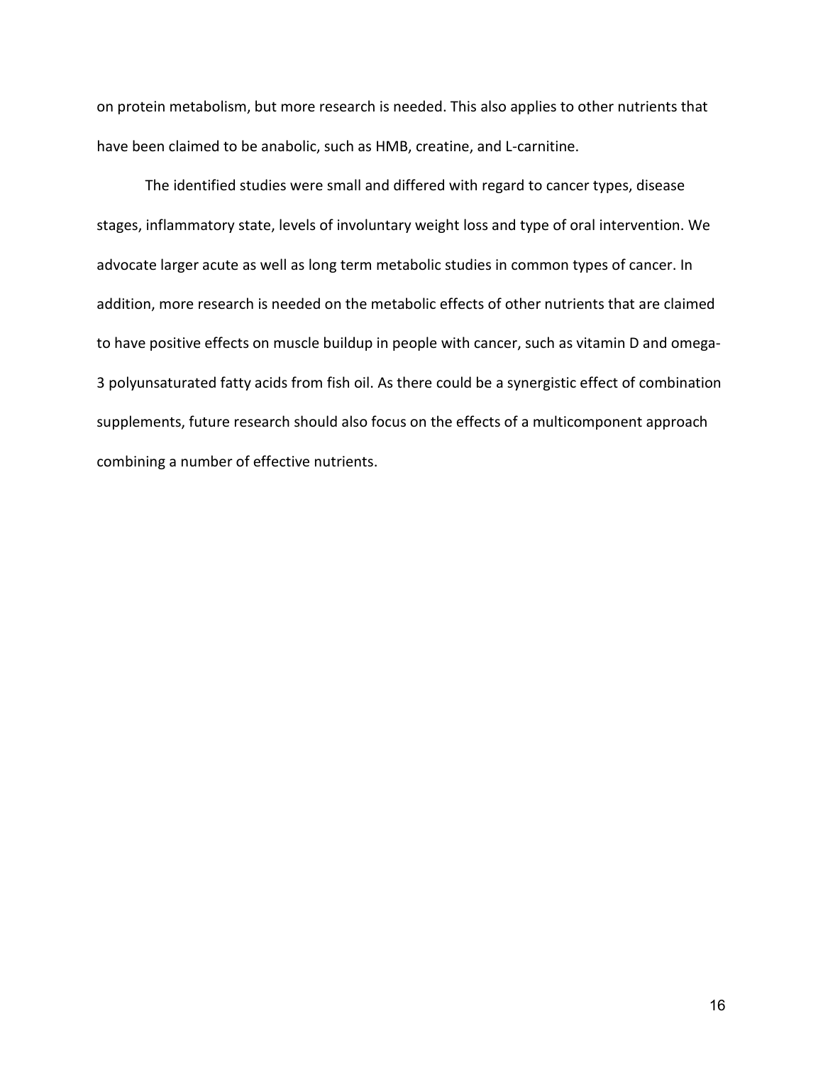on protein metabolism, but more research is needed. This also applies to other nutrients that have been claimed to be anabolic, such as HMB, creatine, and L-carnitine.

The identified studies were small and differed with regard to cancer types, disease stages, inflammatory state, levels of involuntary weight loss and type of oral intervention. We advocate larger acute as well as long term metabolic studies in common types of cancer. In addition, more research is needed on the metabolic effects of other nutrients that are claimed to have positive effects on muscle buildup in people with cancer, such as vitamin D and omega-3 polyunsaturated fatty acids from fish oil. As there could be a synergistic effect of combination supplements, future research should also focus on the effects of a multicomponent approach combining a number of effective nutrients.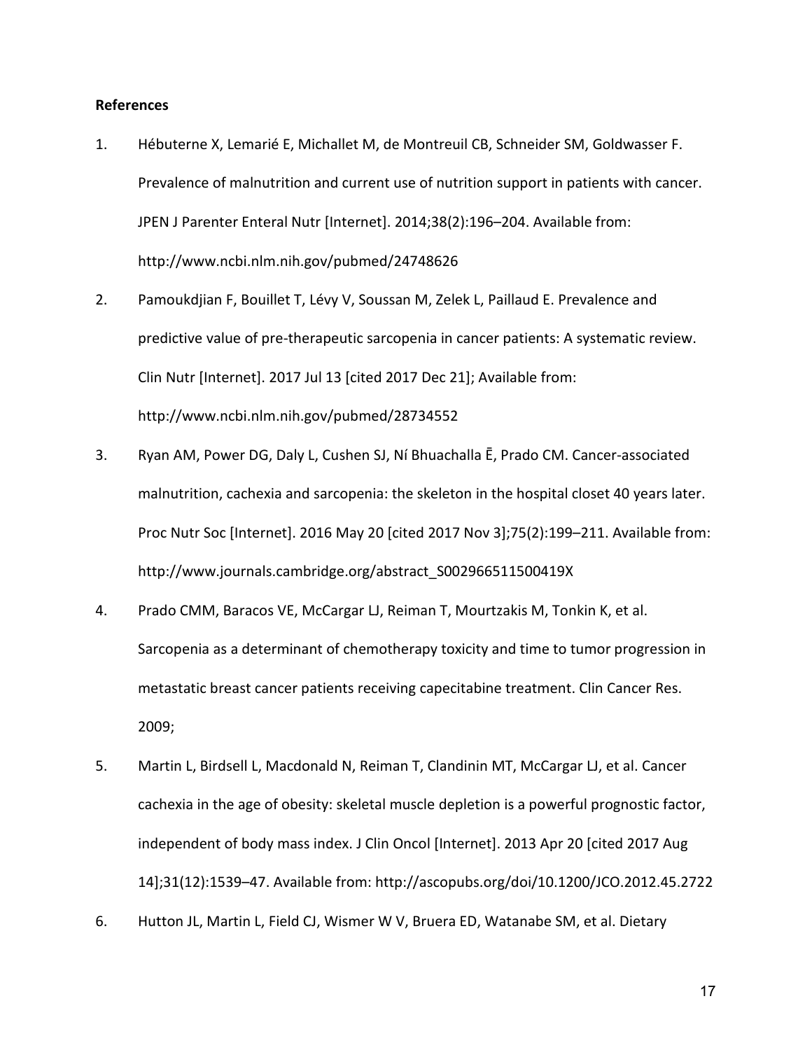**References**

1. Hébuterne X, Lemarié E, Michallet M, de Montreuil CB, Schneider SM, Goldwasser F. Prevalence of malnutrition and current use of nutrition support in patients with cancer. JPEN J Parenter Enteral Nutr [Internet]. 2014;38(2):196–204. Available from: http://www.ncbi.nlm.nih.gov/pubmed/24748626

2. Pamoukdjian F, Bouillet T, Lévy V, Soussan M, Zelek L, Paillaud E. Prevalence and predictive value of pre-therapeutic sarcopenia in cancer patients: A systematic review. Clin Nutr [Internet]. 2017 Jul 13 [cited 2017 Dec 21]; Available from: http://www.ncbi.nlm.nih.gov/pubmed/28734552

3. Ryan AM, Power DG, Daly L, Cushen SJ, Ní Bhuachalla Ē, Prado CM. Cancer-associated malnutrition, cachexia and sarcopenia: the skeleton in the hospital closet 40 years later. Proc Nutr Soc [Internet]. 2016 May 20 [cited 2017 Nov 3];75(2):199–211. Available from: http://www.journals.cambridge.org/abstract_S002966511500419X

4. Prado CMM, Baracos VE, McCargar LJ, Reiman T, Mourtzakis M, Tonkin K, et al. Sarcopenia as a determinant of chemotherapy toxicity and time to tumor progression in metastatic breast cancer patients receiving capecitabine treatment. Clin Cancer Res. 2009;

5. Martin L, Birdsell L, Macdonald N, Reiman T, Clandinin MT, McCargar LJ, et al. Cancer cachexia in the age of obesity: skeletal muscle depletion is a powerful prognostic factor, independent of body mass index. J Clin Oncol [Internet]. 2013 Apr 20 [cited 2017 Aug 14];31(12):1539–47. Available from: http://ascopubs.org/doi/10.1200/JCO.2012.45.2722

6. Hutton JL, Martin L, Field CJ, Wismer W V, Bruera ED, Watanabe SM, et al. Dietary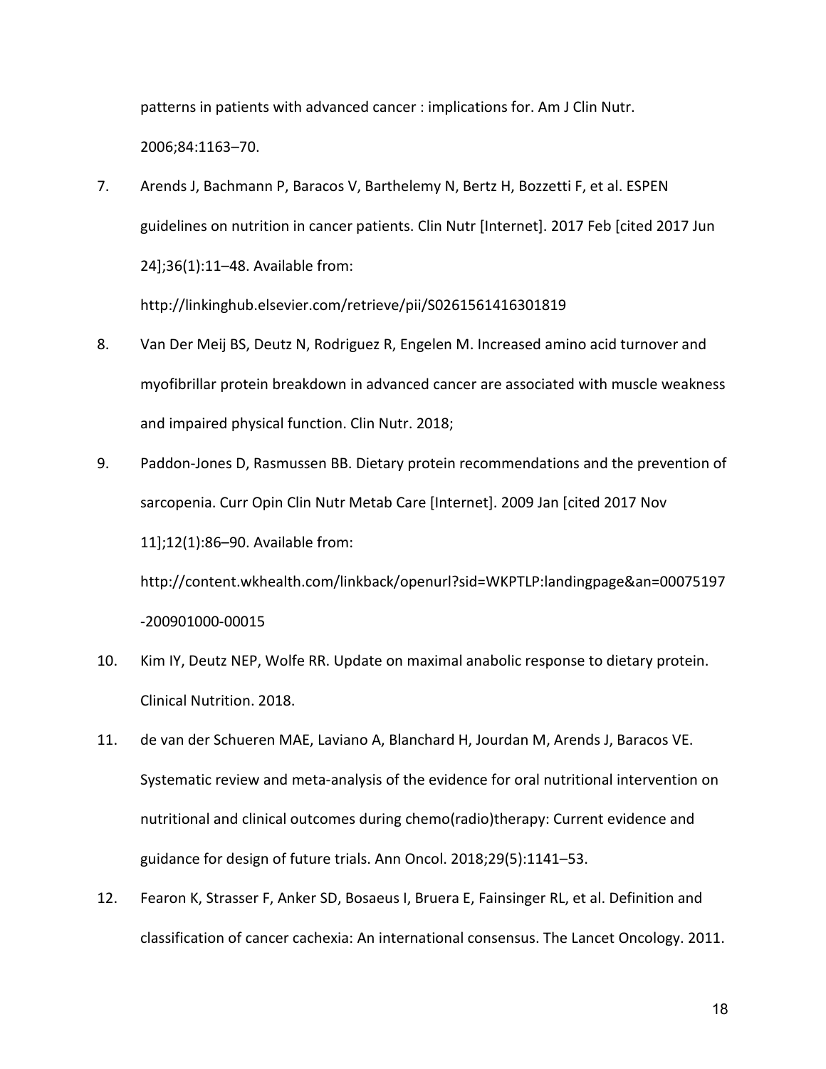patterns in patients with advanced cancer : implications for. Am J Clin Nutr. 2006;84:1163–70.

7. Arends J, Bachmann P, Baracos V, Barthelemy N, Bertz H, Bozzetti F, et al. ESPEN guidelines on nutrition in cancer patients. Clin Nutr [Internet]. 2017 Feb [cited 2017 Jun 24];36(1):11–48. Available from: http://linkinghub.elsevier.com/retrieve/pii/S0261561416301819

8. Van Der Meij BS, Deutz N, Rodriguez R, Engelen M. Increased amino acid turnover and myofibrillar protein breakdown in advanced cancer are associated with muscle weakness and impaired physical function. Clin Nutr. 2018;

9. Paddon-Jones D, Rasmussen BB. Dietary protein recommendations and the prevention of sarcopenia. Curr Opin Clin Nutr Metab Care [Internet]. 2009 Jan [cited 2017 Nov 11];12(1):86–90. Available from: http://content.wkhealth.com/linkback/openurl?sid=WKPTLP:landingpage&an=00075197-200901000-00015

10. Kim IY, Deutz NEP, Wolfe RR. Update on maximal anabolic response to dietary protein. Clinical Nutrition. 2018.

11. de van der Schueren MAE, Laviano A, Blanchard H, Jourdan M, Arends J, Baracos VE. Systematic review and meta-analysis of the evidence for oral nutritional intervention on nutritional and clinical outcomes during chemo(radio)therapy: Current evidence and guidance for design of future trials. Ann Oncol. 2018;29(5):1141–53.

12. Fearon K, Strasser F, Anker SD, Bosaeus I, Bruera E, Fainsinger RL, et al. Definition and classification of cancer cachexia: An international consensus. The Lancet Oncology. 2011.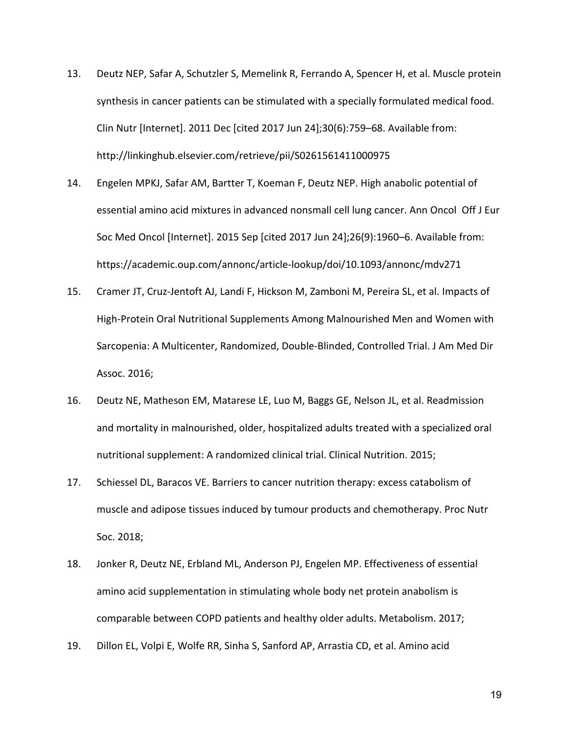13. Deutz NEP, Safar A, Schutzler S, Memelink R, Ferrando A, Spencer H, et al. Muscle protein synthesis in cancer patients can be stimulated with a specially formulated medical food. Clin Nutr [Internet]. 2011 Dec [cited 2017 Jun 24];30(6):759–68. Available from: http://linkinghub.elsevier.com/retrieve/pii/S0261561411000975

14. Engelen MPKJ, Safar AM, Bartter T, Koeman F, Deutz NEP. High anabolic potential of essential amino acid mixtures in advanced nonsmall cell lung cancer. Ann Oncol Off J Eur Soc Med Oncol [Internet]. 2015 Sep [cited 2017 Jun 24];26(9):1960–6. Available from: https://academic.oup.com/annonc/article-lookup/doi/10.1093/annonc/mdv271

15. Cramer JT, Cruz-Jentoft AJ, Landi F, Hickson M, Zamboni M, Pereira SL, et al. Impacts of High-Protein Oral Nutritional Supplements Among Malnourished Men and Women with Sarcopenia: A Multicenter, Randomized, Double-Blinded, Controlled Trial. J Am Med Dir Assoc. 2016;

16. Deutz NE, Matheson EM, Matarese LE, Luo M, Baggs GE, Nelson JL, et al. Readmission and mortality in malnourished, older, hospitalized adults treated with a specialized oral nutritional supplement: A randomized clinical trial. Clinical Nutrition. 2015;

17. Schiessel DL, Baracos VE. Barriers to cancer nutrition therapy: excess catabolism of muscle and adipose tissues induced by tumour products and chemotherapy. Proc Nutr Soc. 2018;

18. Jonker R, Deutz NE, Erbland ML, Anderson PJ, Engelen MP. Effectiveness of essential amino acid supplementation in stimulating whole body net protein anabolism is comparable between COPD patients and healthy older adults. Metabolism. 2017;

19. Dillon EL, Volpi E, Wolfe RR, Sinha S, Sanford AP, Arrastia CD, et al. Amino acid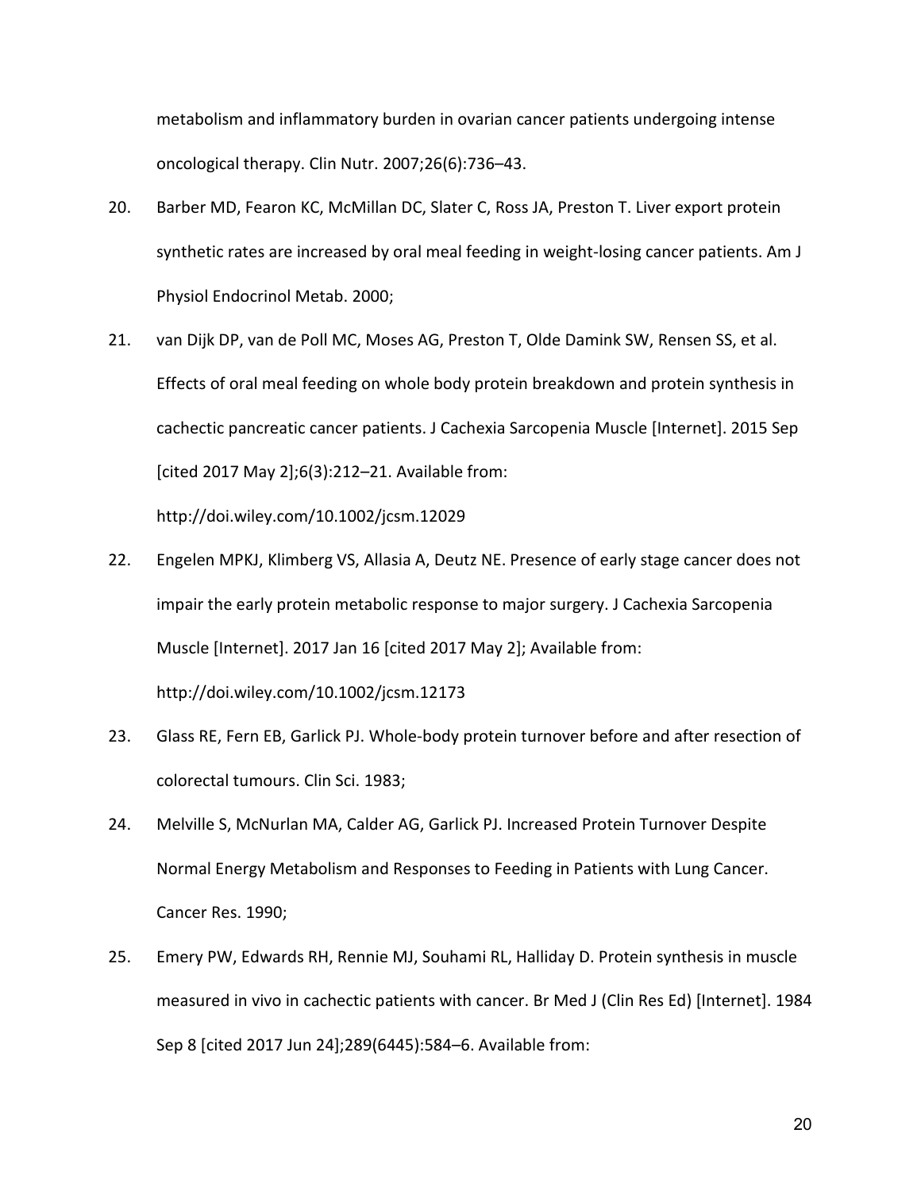metabolism and inflammatory burden in ovarian cancer patients undergoing intense oncological therapy. Clin Nutr. 2007;26(6):736–43.

20. Barber MD, Fearon KC, McMillan DC, Slater C, Ross JA, Preston T. Liver export protein synthetic rates are increased by oral meal feeding in weight-losing cancer patients. Am J Physiol Endocrinol Metab. 2000;

21. van Dijk DP, van de Poll MC, Moses AG, Preston T, Olde Damink SW, Rensen SS, et al. Effects of oral meal feeding on whole body protein breakdown and protein synthesis in cachectic pancreatic cancer patients. J Cachexia Sarcopenia Muscle [Internet]. 2015 Sep [cited 2017 May 2];6(3):212–21. Available from: http://doi.wiley.com/10.1002/jcsm.12029

22. Engelen MPKJ, Klimberg VS, Allasia A, Deutz NE. Presence of early stage cancer does not impair the early protein metabolic response to major surgery. J Cachexia Sarcopenia Muscle [Internet]. 2017 Jan 16 [cited 2017 May 2]; Available from: http://doi.wiley.com/10.1002/jcsm.12173

23. Glass RE, Fern EB, Garlick PJ. Whole-body protein turnover before and after resection of colorectal tumours. Clin Sci. 1983;

24. Melville S, McNurlan MA, Calder AG, Garlick PJ. Increased Protein Turnover Despite Normal Energy Metabolism and Responses to Feeding in Patients with Lung Cancer. Cancer Res. 1990;

25. Emery PW, Edwards RH, Rennie MJ, Souhami RL, Halliday D. Protein synthesis in muscle measured in vivo in cachectic patients with cancer. Br Med J (Clin Res Ed) [Internet]. 1984 Sep 8 [cited 2017 Jun 24];289(6445):584–6. Available from: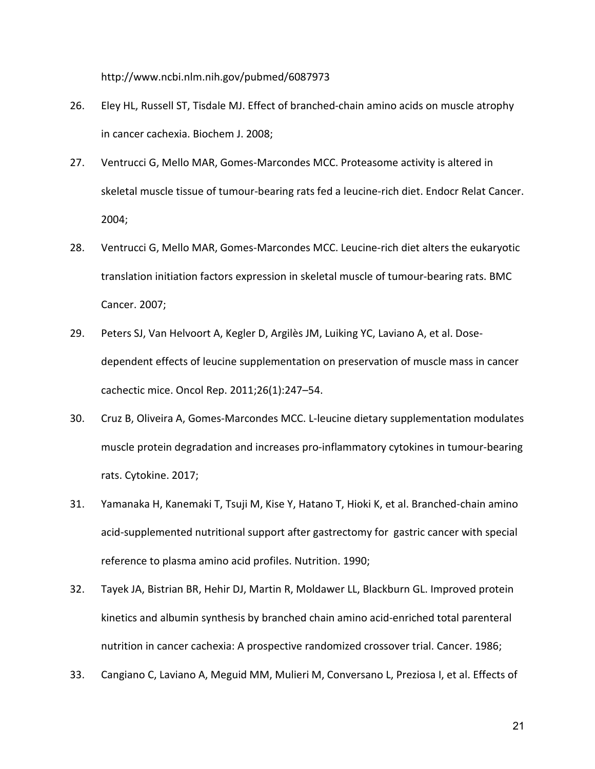http://www.ncbi.nlm.nih.gov/pubmed/6087973

26. Eley HL, Russell ST, Tisdale MJ. Effect of branched-chain amino acids on muscle atrophy in cancer cachexia. Biochem J. 2008;

27. Ventrucci G, Mello MAR, Gomes-Marcondes MCC. Proteasome activity is altered in skeletal muscle tissue of tumour-bearing rats fed a leucine-rich diet. Endocr Relat Cancer. 2004;

28. Ventrucci G, Mello MAR, Gomes-Marcondes MCC. Leucine-rich diet alters the eukaryotic translation initiation factors expression in skeletal muscle of tumour-bearing rats. BMC Cancer. 2007;

29. Peters SJ, Van Helvoort A, Kegler D, Argilès JM, Luiking YC, Laviano A, et al. Dose-dependent effects of leucine supplementation on preservation of muscle mass in cancer cachectic mice. Oncol Rep. 2011;26(1):247–54.

30. Cruz B, Oliveira A, Gomes-Marcondes MCC. L-leucine dietary supplementation modulates muscle protein degradation and increases pro-inflammatory cytokines in tumour-bearing rats. Cytokine. 2017;

31. Yamanaka H, Kanemaki T, Tsuji M, Kise Y, Hatano T, Hioki K, et al. Branched-chain amino acid-supplemented nutritional support after gastrectomy for gastric cancer with special reference to plasma amino acid profiles. Nutrition. 1990;

32. Tayek JA, Bistrian BR, Hehir DJ, Martin R, Moldawer LL, Blackburn GL. Improved protein kinetics and albumin synthesis by branched chain amino acid-enriched total parenteral nutrition in cancer cachexia: A prospective randomized crossover trial. Cancer. 1986;

33. Cangiano C, Laviano A, Meguid MM, Mulieri M, Conversano L, Preziosa I, et al. Effects of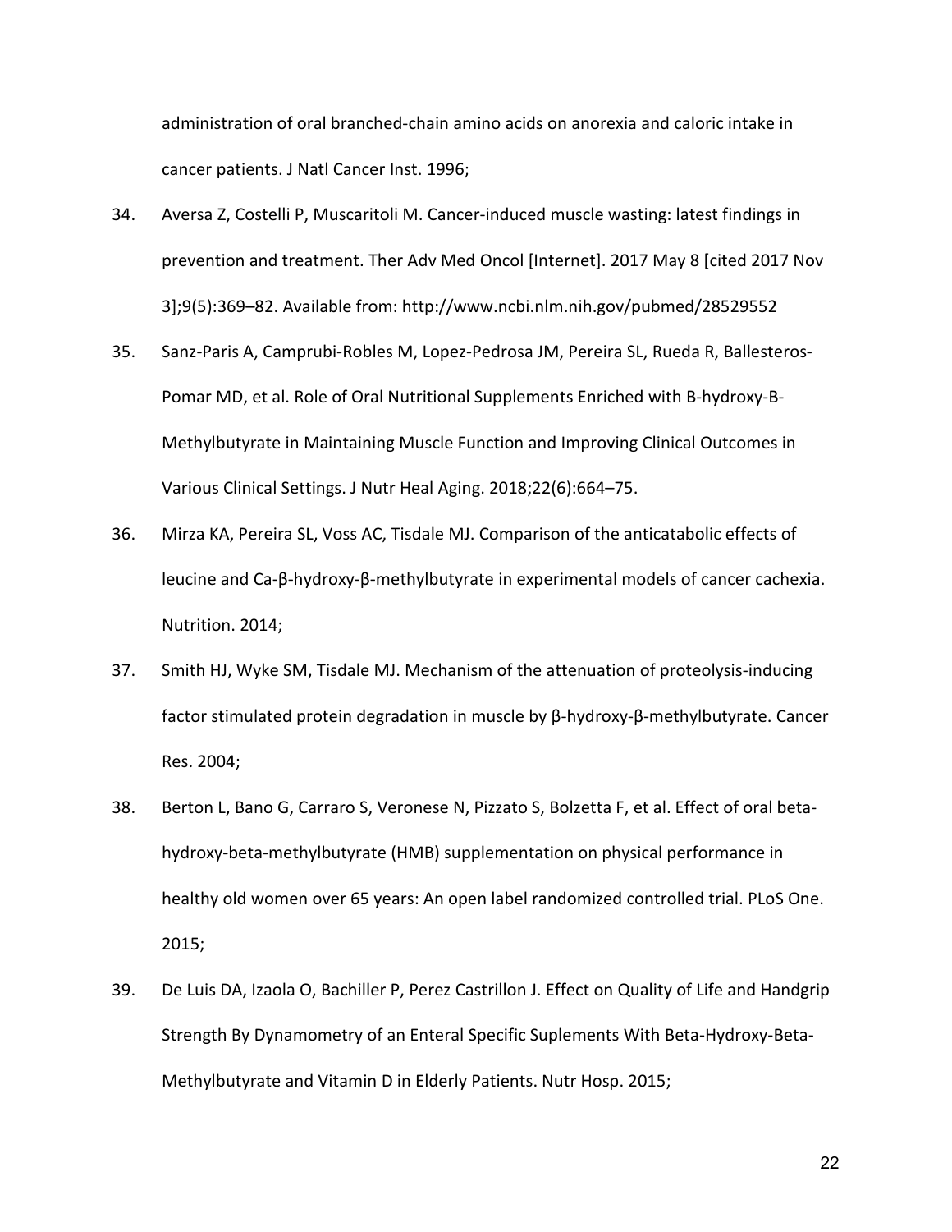administration of oral branched-chain amino acids on anorexia and caloric intake in cancer patients. J Natl Cancer Inst. 1996;

34. Aversa Z, Costelli P, Muscaritoli M. Cancer-induced muscle wasting: latest findings in prevention and treatment. Ther Adv Med Oncol [Internet]. 2017 May 8 [cited 2017 Nov 3];9(5):369–82. Available from: http://www.ncbi.nlm.nih.gov/pubmed/28529552

35. Sanz-Paris A, Camprubi-Robles M, Lopez-Pedrosa JM, Pereira SL, Rueda R, Ballesteros-Pomar MD, et al. Role of Oral Nutritional Supplements Enriched with B-hydroxy-B-Methylbutyrate in Maintaining Muscle Function and Improving Clinical Outcomes in Various Clinical Settings. J Nutr Heal Aging. 2018;22(6):664–75.

36. Mirza KA, Pereira SL, Voss AC, Tisdale MJ. Comparison of the anticatabolic effects of leucine and Ca-β-hydroxy-β-methylbutyrate in experimental models of cancer cachexia. Nutrition. 2014;

37. Smith HJ, Wyke SM, Tisdale MJ. Mechanism of the attenuation of proteolysis-inducing factor stimulated protein degradation in muscle by β-hydroxy-β-methylbutyrate. Cancer Res. 2004;

38. Berton L, Bano G, Carraro S, Veronese N, Pizzato S, Bolzetta F, et al. Effect of oral beta-hydroxy-beta-methylbutyrate (HMB) supplementation on physical performance in healthy old women over 65 years: An open label randomized controlled trial. PLoS One. 2015;

39. De Luis DA, Izaola O, Bachiller P, Perez Castrillon J. Effect on Quality of Life and Handgrip Strength By Dynamometry of an Enteral Specific Suplements With Beta-Hydroxy-Beta-Methylbutyrate and Vitamin D in Elderly Patients. Nutr Hosp. 2015;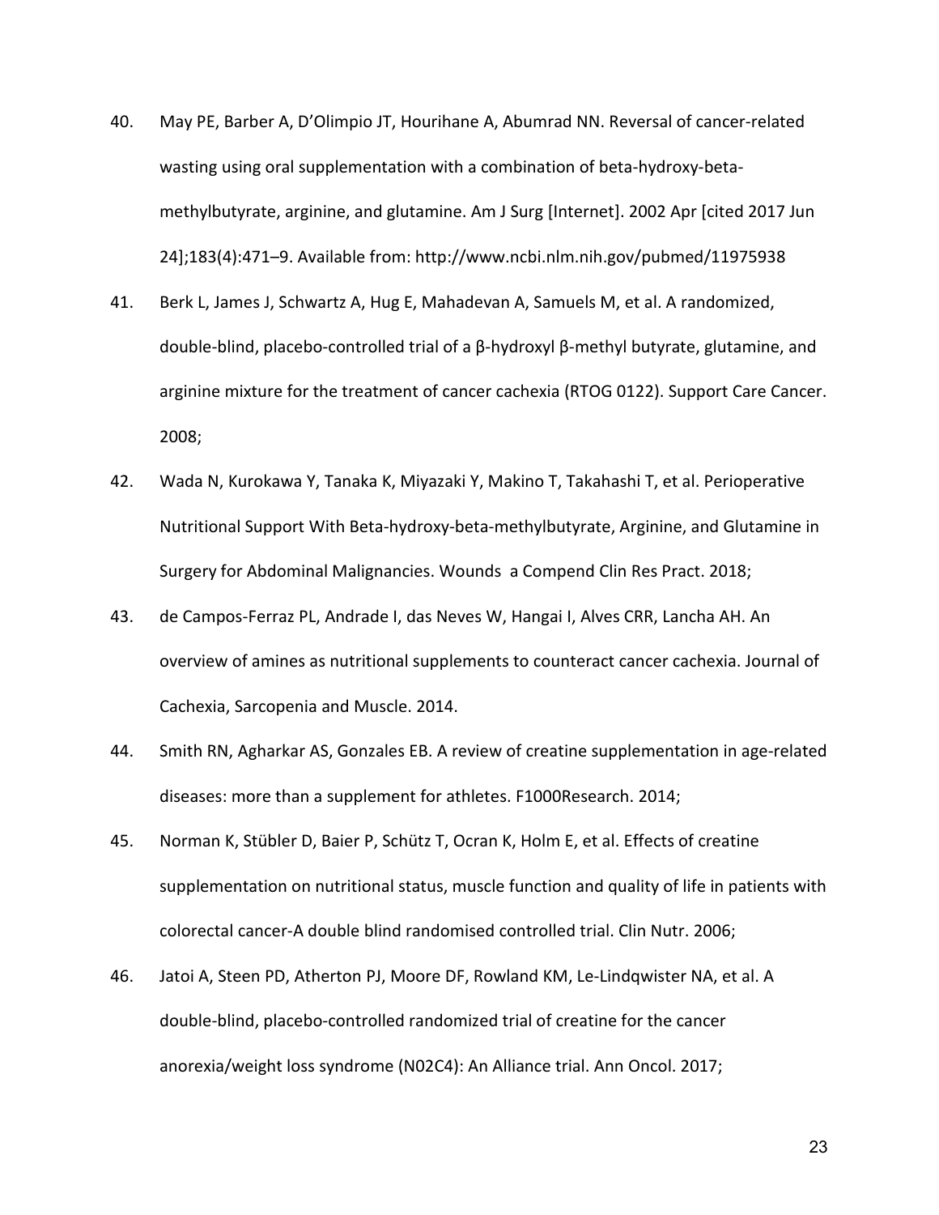40. May PE, Barber A, D'Olimpio JT, Hourihane A, Abumrad NN. Reversal of cancer-related wasting using oral supplementation with a combination of beta-hydroxy-beta-methylbutyrate, arginine, and glutamine. Am J Surg [Internet]. 2002 Apr [cited 2017 Jun 24];183(4):471–9. Available from: http://www.ncbi.nlm.nih.gov/pubmed/11975938

41. Berk L, James J, Schwartz A, Hug E, Mahadevan A, Samuels M, et al. A randomized, double-blind, placebo-controlled trial of a β-hydroxyl β-methyl butyrate, glutamine, and arginine mixture for the treatment of cancer cachexia (RTOG 0122). Support Care Cancer. 2008;

42. Wada N, Kurokawa Y, Tanaka K, Miyazaki Y, Makino T, Takahashi T, et al. Perioperative Nutritional Support With Beta-hydroxy-beta-methylbutyrate, Arginine, and Glutamine in Surgery for Abdominal Malignancies. Wounds a Compend Clin Res Pract. 2018;

43. de Campos-Ferraz PL, Andrade I, das Neves W, Hangai I, Alves CRR, Lancha AH. An overview of amines as nutritional supplements to counteract cancer cachexia. Journal of Cachexia, Sarcopenia and Muscle. 2014.

44. Smith RN, Agharkar AS, Gonzales EB. A review of creatine supplementation in age-related diseases: more than a supplement for athletes. F1000Research. 2014;

45. Norman K, Stübler D, Baier P, Schütz T, Ocran K, Holm E, et al. Effects of creatine supplementation on nutritional status, muscle function and quality of life in patients with colorectal cancer-A double blind randomised controlled trial. Clin Nutr. 2006;

46. Jatoi A, Steen PD, Atherton PJ, Moore DF, Rowland KM, Le-Lindqwister NA, et al. A double-blind, placebo-controlled randomized trial of creatine for the cancer anorexia/weight loss syndrome (N02C4): An Alliance trial. Ann Oncol. 2017;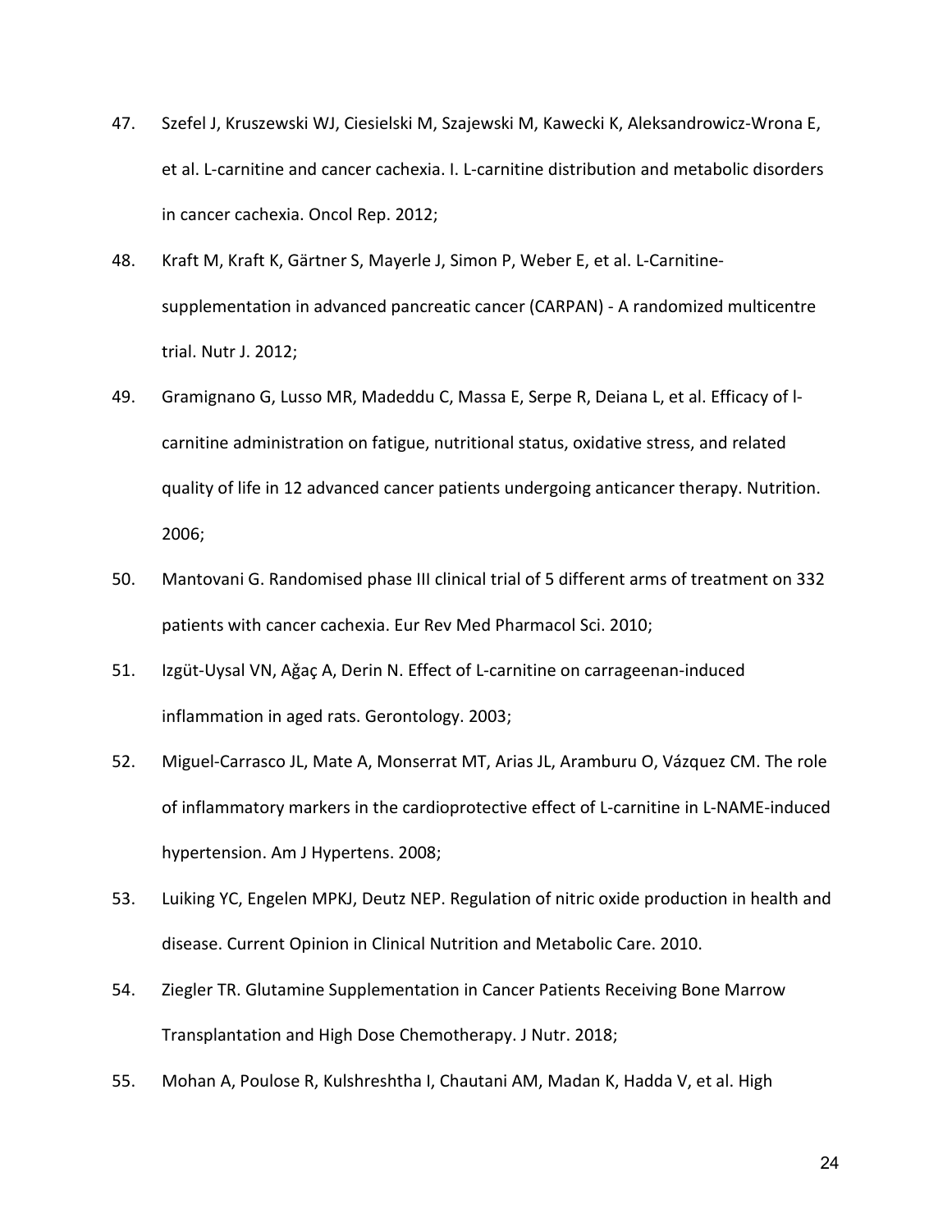47. Szefel J, Kruszewski WJ, Ciesielski M, Szajewski M, Kawecki K, Aleksandrowicz-Wrona E, et al. L-carnitine and cancer cachexia. I. L-carnitine distribution and metabolic disorders in cancer cachexia. Oncol Rep. 2012;

48. Kraft M, Kraft K, Gärtner S, Mayerle J, Simon P, Weber E, et al. L-Carnitine-supplementation in advanced pancreatic cancer (CARPAN) - A randomized multicentre trial. Nutr J. 2012;

49. Gramignano G, Lusso MR, Madeddu C, Massa E, Serpe R, Deiana L, et al. Efficacy of l-carnitine administration on fatigue, nutritional status, oxidative stress, and related quality of life in 12 advanced cancer patients undergoing anticancer therapy. Nutrition. 2006;

50. Mantovani G. Randomised phase III clinical trial of 5 different arms of treatment on 332 patients with cancer cachexia. Eur Rev Med Pharmacol Sci. 2010;

51. Izgüt-Uysal VN, Ağaç A, Derin N. Effect of L-carnitine on carrageenan-induced inflammation in aged rats. Gerontology. 2003;

52. Miguel-Carrasco JL, Mate A, Monserrat MT, Arias JL, Aramburu O, Vázquez CM. The role of inflammatory markers in the cardioprotective effect of L-carnitine in L-NAME-induced hypertension. Am J Hypertens. 2008;

53. Luiking YC, Engelen MPKJ, Deutz NEP. Regulation of nitric oxide production in health and disease. Current Opinion in Clinical Nutrition and Metabolic Care. 2010.

54. Ziegler TR. Glutamine Supplementation in Cancer Patients Receiving Bone Marrow Transplantation and High Dose Chemotherapy. J Nutr. 2018;

55. Mohan A, Poulose R, Kulshreshtha I, Chautani AM, Madan K, Hadda V, et al. High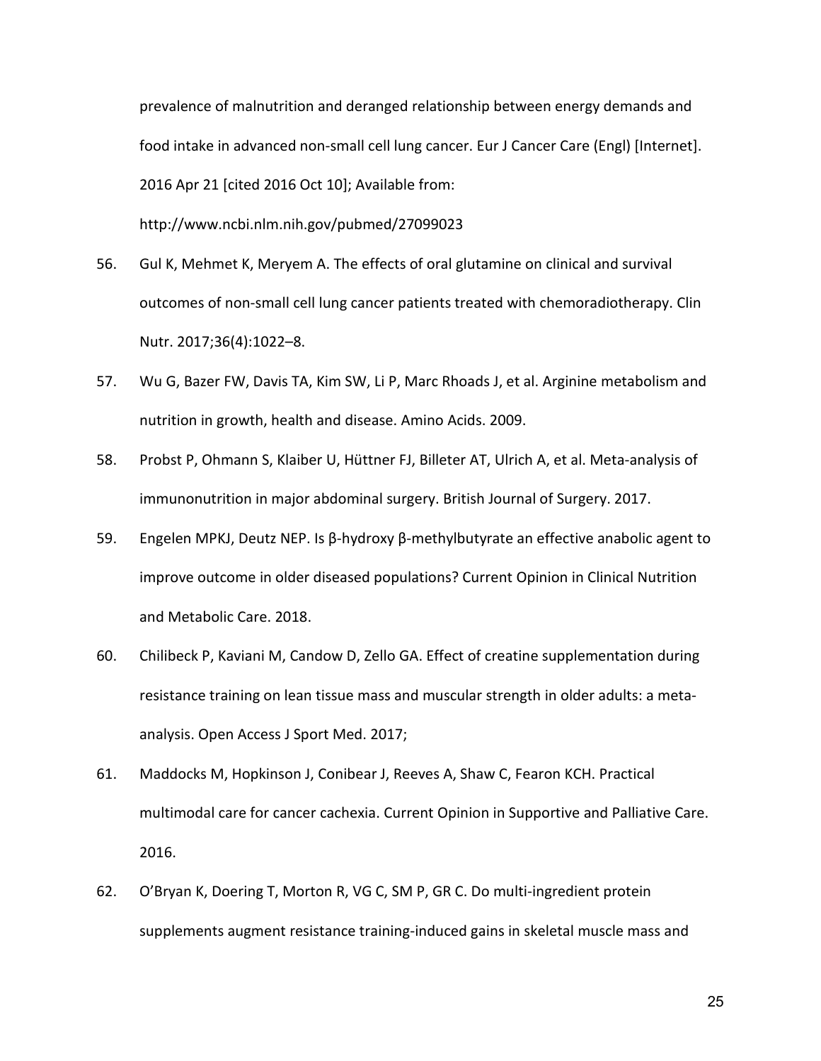prevalence of malnutrition and deranged relationship between energy demands and food intake in advanced non-small cell lung cancer. Eur J Cancer Care (Engl) [Internet]. 2016 Apr 21 [cited 2016 Oct 10]; Available from: http://www.ncbi.nlm.nih.gov/pubmed/27099023

56. Gul K, Mehmet K, Meryem A. The effects of oral glutamine on clinical and survival outcomes of non-small cell lung cancer patients treated with chemoradiotherapy. Clin Nutr. 2017;36(4):1022–8.

57. Wu G, Bazer FW, Davis TA, Kim SW, Li P, Marc Rhoads J, et al. Arginine metabolism and nutrition in growth, health and disease. Amino Acids. 2009.

58. Probst P, Ohmann S, Klaiber U, Hüttner FJ, Billeter AT, Ulrich A, et al. Meta-analysis of immunonutrition in major abdominal surgery. British Journal of Surgery. 2017.

59. Engelen MPKJ, Deutz NEP. Is β-hydroxy β-methylbutyrate an effective anabolic agent to improve outcome in older diseased populations? Current Opinion in Clinical Nutrition and Metabolic Care. 2018.

60. Chilibeck P, Kaviani M, Candow D, Zello GA. Effect of creatine supplementation during resistance training on lean tissue mass and muscular strength in older adults: a meta-analysis. Open Access J Sport Med. 2017;

61. Maddocks M, Hopkinson J, Conibear J, Reeves A, Shaw C, Fearon KCH. Practical multimodal care for cancer cachexia. Current Opinion in Supportive and Palliative Care. 2016.

62. O'Bryan K, Doering T, Morton R, VG C, SM P, GR C. Do multi-ingredient protein supplements augment resistance training-induced gains in skeletal muscle mass and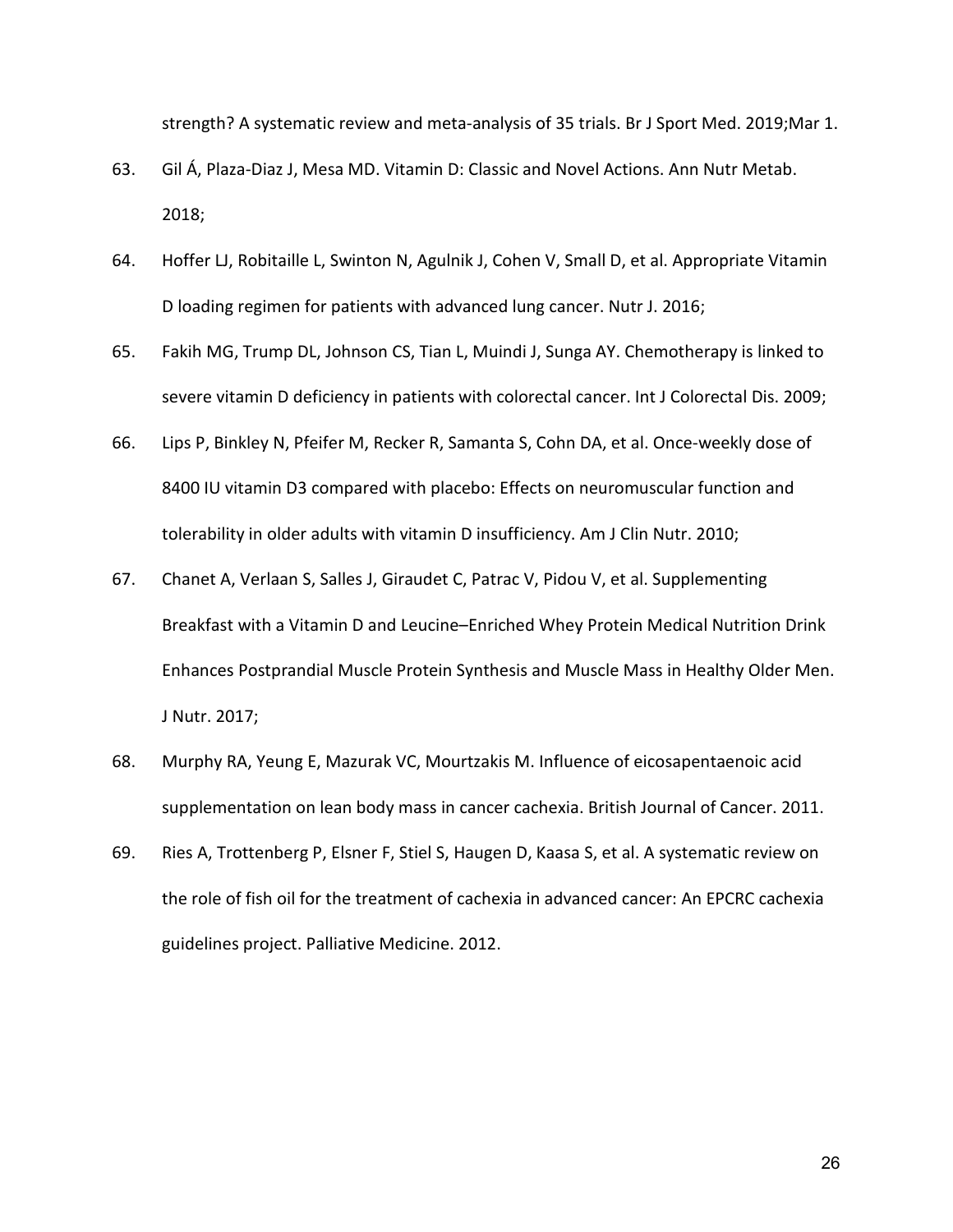strength? A systematic review and meta-analysis of 35 trials. Br J Sport Med. 2019;Mar 1.

63. Gil Á, Plaza-Diaz J, Mesa MD. Vitamin D: Classic and Novel Actions. Ann Nutr Metab. 2018;

64. Hoffer LJ, Robitaille L, Swinton N, Agulnik J, Cohen V, Small D, et al. Appropriate Vitamin D loading regimen for patients with advanced lung cancer. Nutr J. 2016;

65. Fakih MG, Trump DL, Johnson CS, Tian L, Muindi J, Sunga AY. Chemotherapy is linked to severe vitamin D deficiency in patients with colorectal cancer. Int J Colorectal Dis. 2009;

66. Lips P, Binkley N, Pfeifer M, Recker R, Samanta S, Cohn DA, et al. Once-weekly dose of 8400 IU vitamin D3 compared with placebo: Effects on neuromuscular function and tolerability in older adults with vitamin D insufficiency. Am J Clin Nutr. 2010;

67. Chanet A, Verlaan S, Salles J, Giraudet C, Patrac V, Pidou V, et al. Supplementing Breakfast with a Vitamin D and Leucine–Enriched Whey Protein Medical Nutrition Drink Enhances Postprandial Muscle Protein Synthesis and Muscle Mass in Healthy Older Men. J Nutr. 2017;

68. Murphy RA, Yeung E, Mazurak VC, Mourtzakis M. Influence of eicosapentaenoic acid supplementation on lean body mass in cancer cachexia. British Journal of Cancer. 2011.

69. Ries A, Trottenberg P, Elsner F, Stiel S, Haugen D, Kaasa S, et al. A systematic review on the role of fish oil for the treatment of cachexia in advanced cancer: An EPCRC cachexia guidelines project. Palliative Medicine. 2012.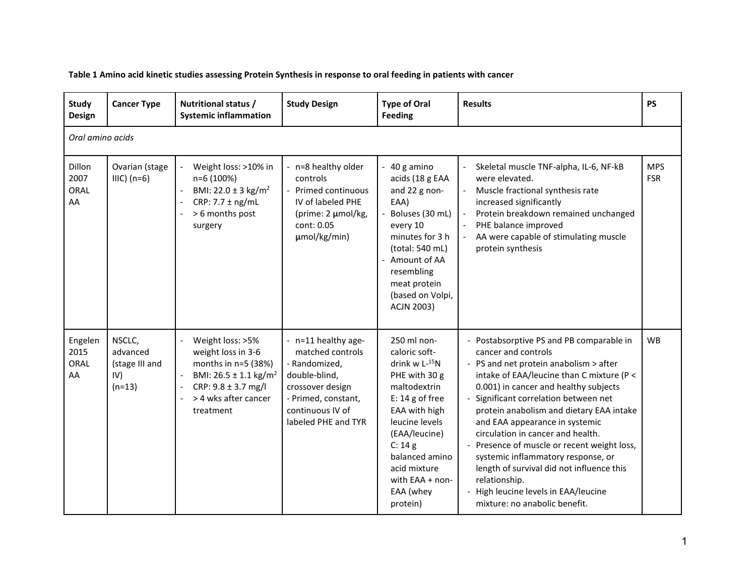**Table 1 Amino acid kinetic studies assessing Protein Synthesis in response to oral feeding in patients with cancer**

| Study Design | Cancer Type | Nutritional status / Systemic inflammation | Study Design | Type of Oral Feeding | Results | PS |
|---|---|---|---|---|---|---|
| *Oral amino acids* | | | | | | |
| Dillon 2007 ORAL AA | Ovarian (stage IIIC) (n=6) | - Weight loss: >10% in n=6 (100%)<br>- BMI: 22.0 ± 3 kg/m$^2$<br>- CRP: 7.7 ± ng/mL<br>- > 6 months post surgery | - n=8 healthy older controls<br>- Primed continuous IV of labeled PHE (prime: 2 µmol/kg, cont: 0.05 µmol/kg/min) | - 40 g amino acids (18 g EAA and 22 g non-EAA)<br>- Boluses (30 mL) every 10 minutes for 3 h (total: 540 mL)<br>- Amount of AA resembling meat protein (based on Volpi, ACJN 2003) | - Skeletal muscle TNF-alpha, IL-6, NF-kB were elevated.<br>- Muscle fractional synthesis rate increased significantly<br>- Protein breakdown remained unchanged<br>- PHE balance improved<br>- AA were capable of stimulating muscle protein synthesis | MPS FSR |
| Engelen 2015 ORAL AA | NSCLC, advanced (stage III and IV) (n=13) | - Weight loss: >5% weight loss in 3-6 months in n=5 (38%)<br>- BMI: 26.5 ± 1.1 kg/m$^2$<br>- CRP: 9.8 ± 3.7 mg/l<br>- > 4 wks after cancer treatment | - n=11 healthy age-matched controls<br>- Randomized, double-blind, crossover design<br>- Primed, constant, continuous IV of labeled PHE and TYR | 250 ml non-caloric soft-drink w L-$^{15}$N PHE with 30 g maltodextrin<br>E: 14 g of free EAA with high leucine levels (EAA/leucine)<br>C: 14 g balanced amino acid mixture with EAA + non-EAA (whey protein) | - Postabsorptive PS and PB comparable in cancer and controls<br>- PS and net protein anabolism > after intake of EAA/leucine than C mixture ($P < 0.001$) in cancer and healthy subjects<br>- Significant correlation between net protein anabolism and dietary EAA intake and EAA appearance in systemic circulation in cancer and health.<br>- Presence of muscle or recent weight loss, systemic inflammatory response, or length of survival did not influence this relationship.<br>- High leucine levels in EAA/leucine mixture: no anabolic benefit. | WB |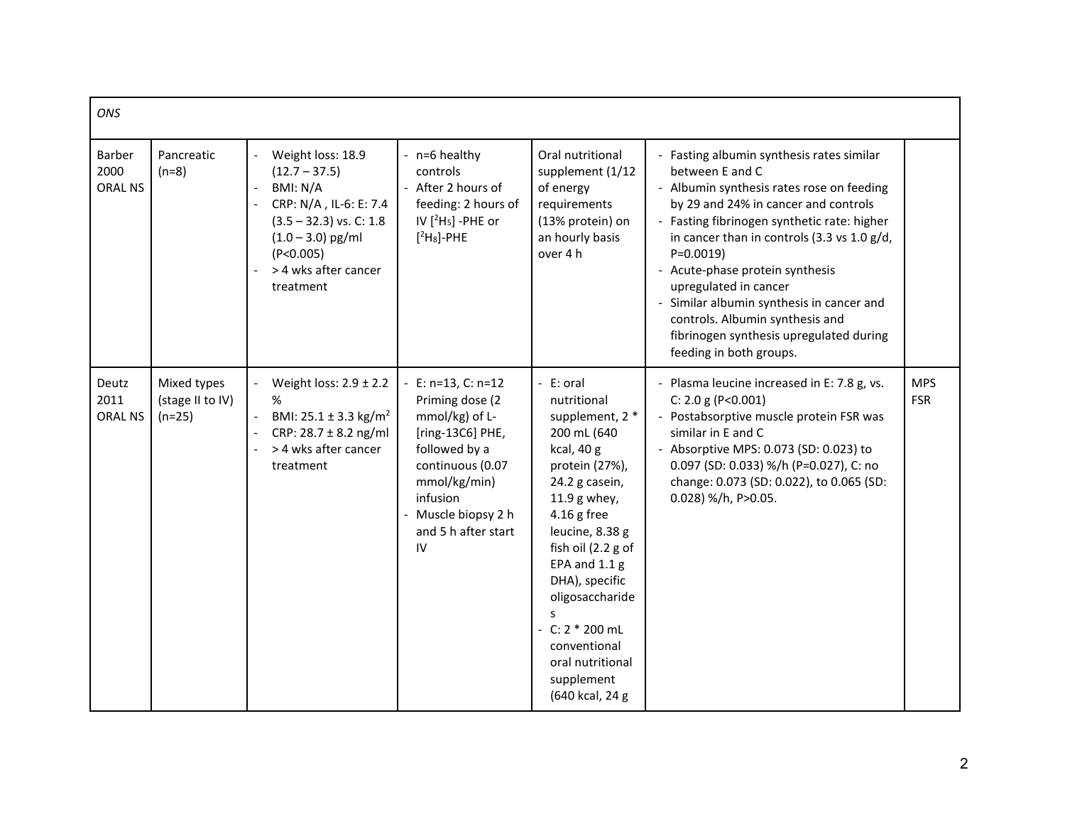| *ONS* | | | | | | |
|---|---|---|---|---|---|---|
| Barber 2000 ORAL NS | Pancreatic (n=8) | - Weight loss: 18.9 (12.7 – 37.5)<br>- BMI: N/A<br>- CRP: N/A , IL-6: E: 7.4 (3.5 – 32.3) vs. C: 1.8 (1.0 – 3.0) pg/ml (P<0.005)<br>- > 4 wks after cancer treatment | - n=6 healthy controls<br>- After 2 hours of feeding: 2 hours of IV [$^2H_5$] -PHE or [$^2H_8$]-PHE | Oral nutritional supplement (1/12 of energy requirements (13% protein) on an hourly basis over 4 h | - Fasting albumin synthesis rates similar between E and C<br>- Albumin synthesis rates rose on feeding by 29 and 24% in cancer and controls<br>- Fasting fibrinogen synthetic rate: higher in cancer than in controls (3.3 vs 1.0 g/d, P=0.0019)<br>- Acute-phase protein synthesis upregulated in cancer<br>- Similar albumin synthesis in cancer and controls. Albumin synthesis and fibrinogen synthesis upregulated during feeding in both groups. | |
| Deutz 2011 ORAL NS | Mixed types (stage II to IV) (n=25) | - Weight loss: 2.9 ± 2.2 %<br>- BMI: 25.1 ± 3.3 kg/m$^2$<br>- CRP: 28.7 ± 8.2 ng/ml<br>- > 4 wks after cancer treatment | - E: n=13, C: n=12 Priming dose (2 mmol/kg) of L-[ring-13C6] PHE, followed by a continuous (0.07 mmol/kg/min) infusion<br>- Muscle biopsy 2 h and 5 h after start IV | - E: oral nutritional supplement, 2 * 200 mL (640 kcal, 40 g protein (27%), 24.2 g casein, 11.9 g whey, 4.16 g free leucine, 8.38 g fish oil (2.2 g of EPA and 1.1 g DHA), specific oligosaccharides<br>- C: 2 * 200 mL conventional oral nutritional supplement (640 kcal, 24 g | - Plasma leucine increased in E: 7.8 g, vs. C: 2.0 g (P<0.001)<br>- Postabsorptive muscle protein FSR was similar in E and C<br>- Absorptive MPS: 0.073 (SD: 0.023) to 0.097 (SD: 0.033) %/h (P=0.027), C: no change: 0.073 (SD: 0.022), to 0.065 (SD: 0.028) %/h, P>0.05. | MPS FSR |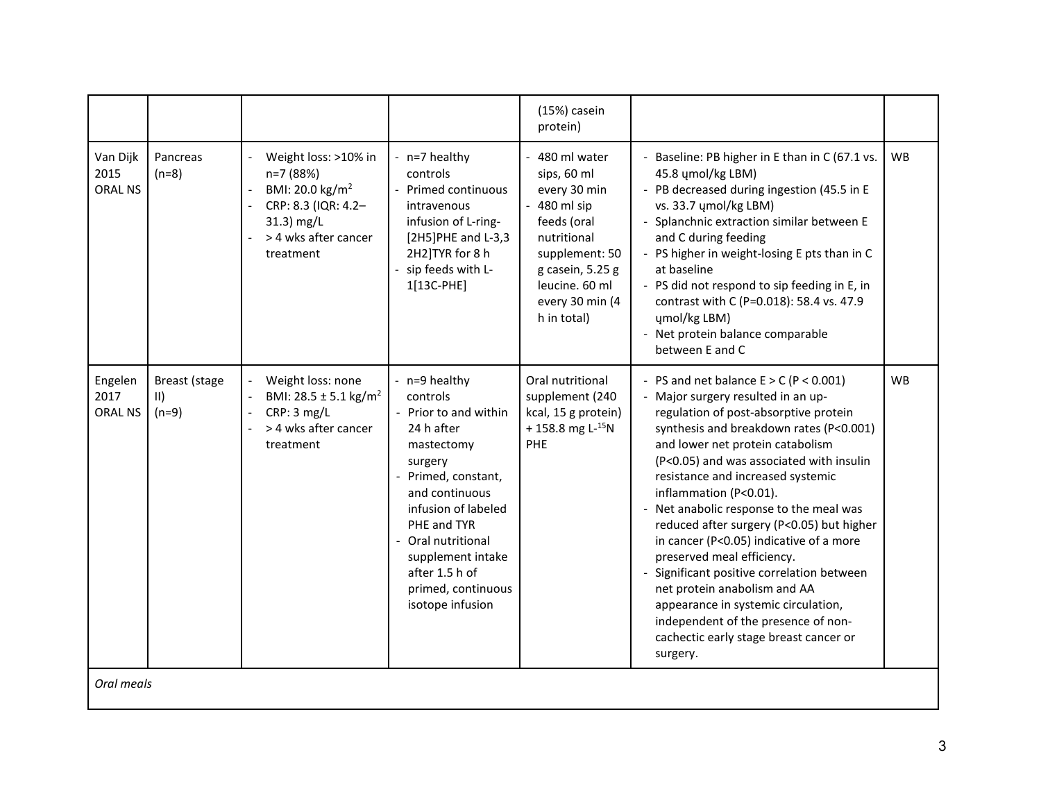| | | | | | | |
|---|---|---|---|---|---|---|
| | | | | (15%) casein protein) | | |
| Van Dijk 2015 ORAL NS | Pancreas (n=8) | - Weight loss: >10% in n=7 (88%)<br>- BMI: 20.0 kg/m$^2$<br>- CRP: 8.3 (IQR: 4.2–31.3) mg/L<br>- > 4 wks after cancer treatment | - n=7 healthy controls<br>- Primed continuous intravenous infusion of L-ring-[2H5]PHE and L-3,3 2H2]TYR for 8 h<br>- sip feeds with L-1[13C-PHE] | - 480 ml water sips, 60 ml every 30 min<br>- 480 ml sip feeds (oral nutritional supplement: 50 g casein, 5.25 g leucine. 60 ml every 30 min (4 h in total) | - Baseline: PB higher in E than in C (67.1 vs. 45.8 ųmol/kg LBM)<br>- PB decreased during ingestion (45.5 in E vs. 33.7 ųmol/kg LBM)<br>- Splanchnic extraction similar between E and C during feeding<br>- PS higher in weight-losing E pts than in C at baseline<br>- PS did not respond to sip feeding in E, in contrast with C (P=0.018): 58.4 vs. 47.9 ųmol/kg LBM)<br>- Net protein balance comparable between E and C | WB |
| Engelen 2017 ORAL NS | Breast (stage II) (n=9) | - Weight loss: none<br>- BMI: 28.5 ± 5.1 kg/m$^2$<br>- CRP: 3 mg/L<br>- > 4 wks after cancer treatment | - n=9 healthy controls<br>- Prior to and within 24 h after mastectomy surgery<br>- Primed, constant, and continuous infusion of labeled PHE and TYR<br>- Oral nutritional supplement intake after 1.5 h of primed, continuous isotope infusion | Oral nutritional supplement (240 kcal, 15 g protein) + 158.8 mg L-$^{15}$N PHE | - PS and net balance E > C (P < 0.001)<br>- Major surgery resulted in an up-regulation of post-absorptive protein synthesis and breakdown rates (P<0.001) and lower net protein catabolism (P<0.05) and was associated with insulin resistance and increased systemic inflammation (P<0.01).<br>- Net anabolic response to the meal was reduced after surgery (P<0.05) but higher in cancer (P<0.05) indicative of a more preserved meal efficiency.<br>- Significant positive correlation between net protein anabolism and AA appearance in systemic circulation, independent of the presence of non-cachectic early stage breast cancer or surgery. | WB |
| *Oral meals* | | | | | | |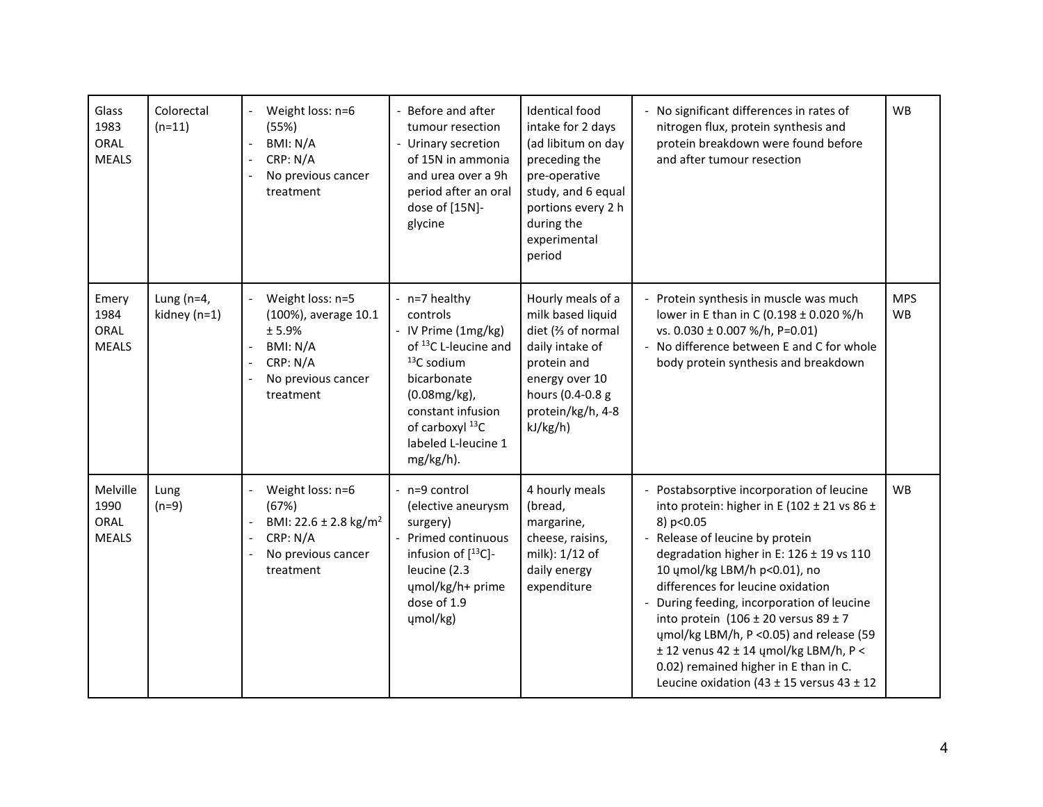| | | | | | | |
|---|---|---|---|---|---|---|
| Glass 1983 ORAL MEALS | Colorectal (n=11) | - Weight loss: n=6 (55%)<br>- BMI: N/A<br>- CRP: N/A<br>- No previous cancer treatment | - Before and after tumour resection<br>- Urinary secretion of 15N in ammonia and urea over a 9h period after an oral dose of [15N]-glycine | Identical food intake for 2 days (ad libitum on day preceding the pre-operative study, and 6 equal portions every 2 h during the experimental period | - No significant differences in rates of nitrogen flux, protein synthesis and protein breakdown were found before and after tumour resection | WB |
| Emery 1984 ORAL MEALS | Lung (n=4, kidney (n=1) | - Weight loss: n=5 (100%), average 10.1 ± 5.9%<br>- BMI: N/A<br>- CRP: N/A<br>- No previous cancer treatment | - n=7 healthy controls<br>- IV Prime (1mg/kg) of $^{13}C$ L-leucine and $^{13}C$ sodium bicarbonate (0.08mg/kg), constant infusion of carboxyl $^{13}C$ labeled L-leucine 1 mg/kg/h). | Hourly meals of a milk based liquid diet (⅔ of normal daily intake of protein and energy over 10 hours (0.4-0.8 g protein/kg/h, 4-8 kJ/kg/h) | - Protein synthesis in muscle was much lower in E than in C (0.198 ± 0.020 %/h vs. 0.030 ± 0.007 %/h, P=0.01)<br>- No difference between E and C for whole body protein synthesis and breakdown | MPS WB |
| Melville 1990 ORAL MEALS | Lung (n=9) | - Weight loss: n=6 (67%)<br>- BMI: 22.6 ± 2.8 kg/m$^2$<br>- CRP: N/A<br>- No previous cancer treatment | - n=9 control (elective aneurysm surgery)<br>- Primed continuous infusion of [$^{13}C$]-leucine (2.3 ųmol/kg/h+ prime dose of 1.9 ųmol/kg) | 4 hourly meals (bread, margarine, cheese, raisins, milk): 1/12 of daily energy expenditure | - Postabsorptive incorporation of leucine into protein: higher in E (102 ± 21 vs 86 ± 8) p<0.05<br>- Release of leucine by protein degradation higher in E: 126 ± 19 vs 110 10 ųmol/kg LBM/h p<0.01), no differences for leucine oxidation<br>- During feeding, incorporation of leucine into protein (106 ± 20 versus 89 ± 7 ųmol/kg LBM/h, P <0.05) and release (59 ± 12 venus 42 ± 14 ųmol/kg LBM/h, P < 0.02) remained higher in E than in C. Leucine oxidation (43 ± 15 versus 43 ± 12 | WB |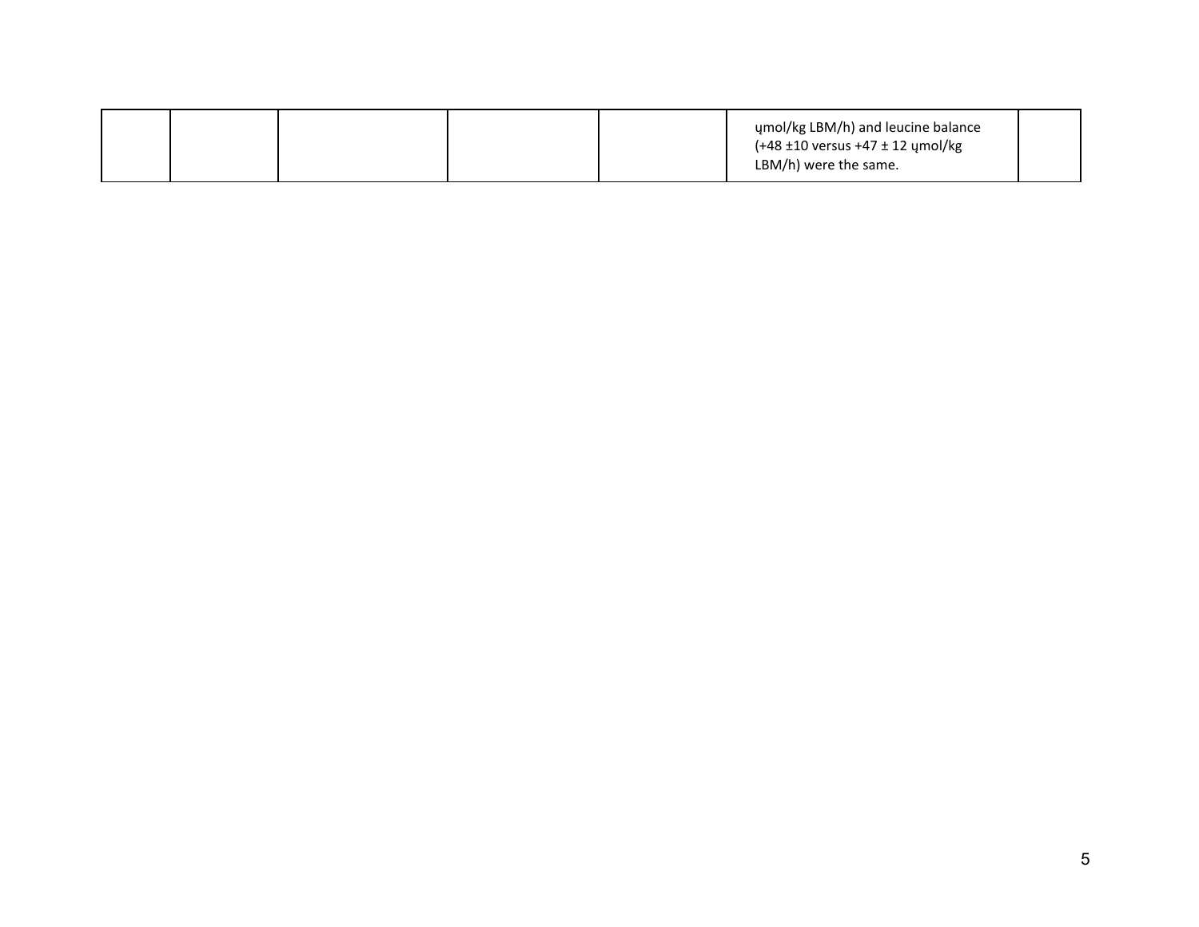| | | | | | | |
|---|---|---|---|---|---|---|
| | | | | | ųmol/kg LBM/h) and leucine balance (+48 ±10 versus +47 ± 12 ųmol/kg LBM/h) were the same. | |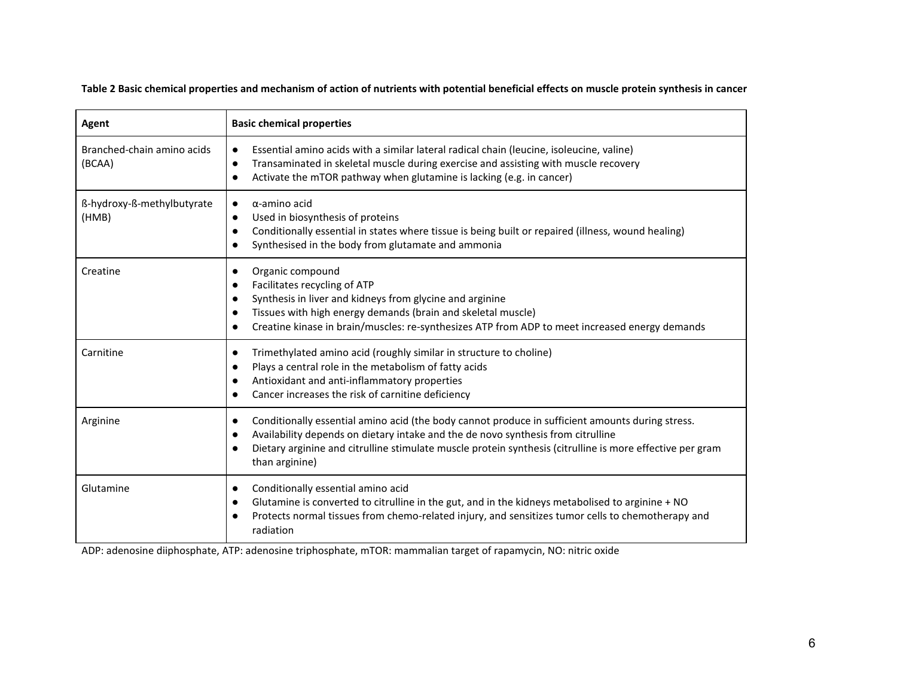**Table 2 Basic chemical properties and mechanism of action of nutrients with potential beneficial effects on muscle protein synthesis in cancer**

| **Agent** | **Basic chemical properties** |
|---|---|
| Branched-chain amino acids (BCAA) | ● Essential amino acids with a similar lateral radical chain (leucine, isoleucine, valine)<br>● Transaminated in skeletal muscle during exercise and assisting with muscle recovery<br>● Activate the mTOR pathway when glutamine is lacking (e.g. in cancer) |
| ß-hydroxy-ß-methylbutyrate (HMB) | ● α-amino acid<br>● Used in biosynthesis of proteins<br>● Conditionally essential in states where tissue is being built or repaired (illness, wound healing)<br>● Synthesised in the body from glutamate and ammonia |
| Creatine | ● Organic compound<br>● Facilitates recycling of ATP<br>● Synthesis in liver and kidneys from glycine and arginine<br>● Tissues with high energy demands (brain and skeletal muscle)<br>● Creatine kinase in brain/muscles: re-synthesizes ATP from ADP to meet increased energy demands |
| Carnitine | ● Trimethylated amino acid (roughly similar in structure to choline)<br>● Plays a central role in the metabolism of fatty acids<br>● Antioxidant and anti-inflammatory properties<br>● Cancer increases the risk of carnitine deficiency |
| Arginine | ● Conditionally essential amino acid (the body cannot produce in sufficient amounts during stress.<br>● Availability depends on dietary intake and the de novo synthesis from citrulline<br>● Dietary arginine and citrulline stimulate muscle protein synthesis (citrulline is more effective per gram than arginine) |
| Glutamine | ● Conditionally essential amino acid<br>● Glutamine is converted to citrulline in the gut, and in the kidneys metabolised to arginine + NO<br>● Protects normal tissues from chemo-related injury, and sensitizes tumor cells to chemotherapy and radiation |

ADP: adenosine diiphosphate, ATP: adenosine triphosphate, mTOR: mammalian target of rapamycin, NO: nitric oxide